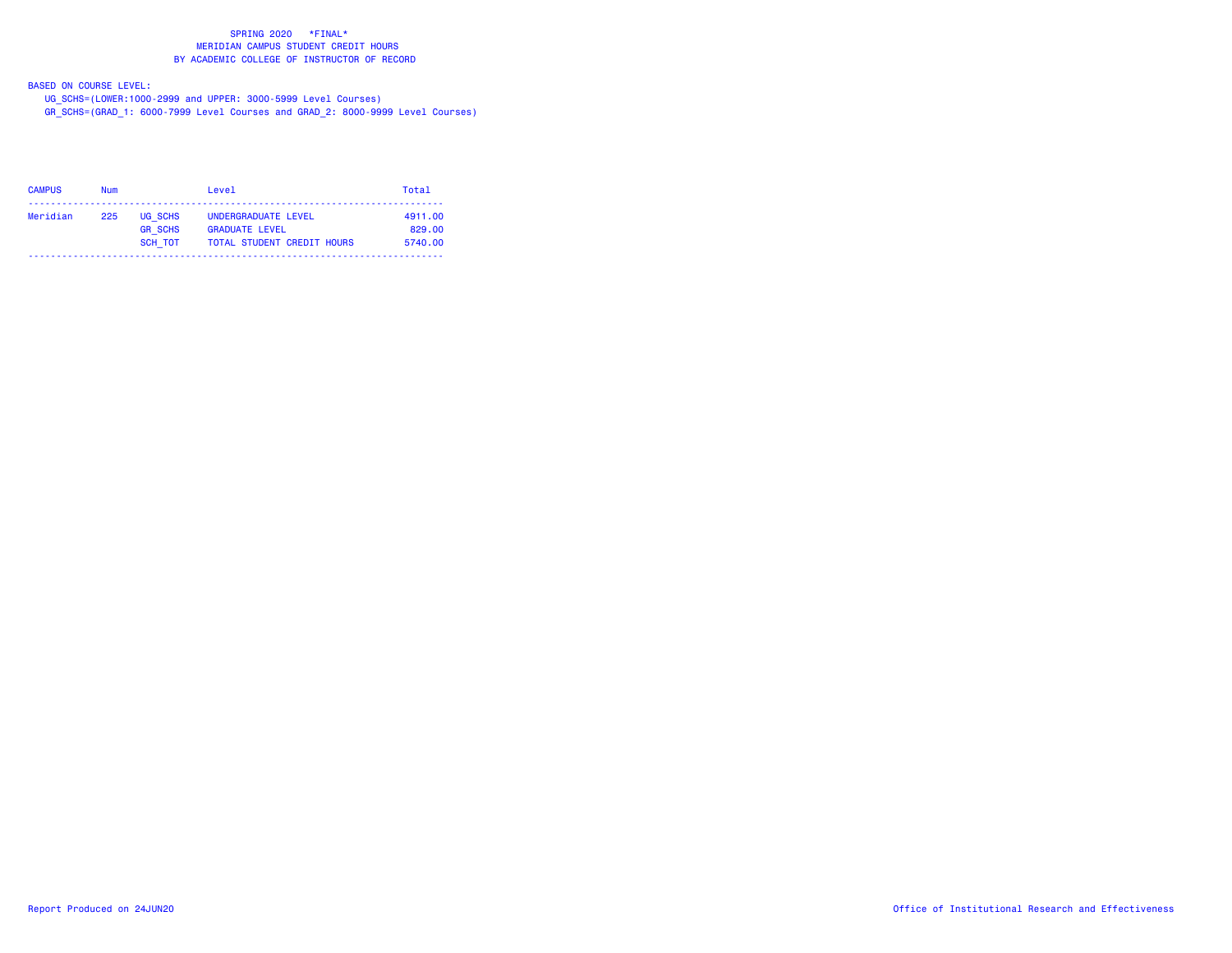# SPRING 2020 \*FINAL\*
## MERIDIAN CAMPUS STUDENT CREDIT HOURS
## BY ACADEMIC COLLEGE OF INSTRUCTOR OF RECORD

BASED ON COURSE LEVEL:

UG_SCHS=(LOWER:1000-2999 and UPPER: 3000-5999 Level Courses)

GR_SCHS=(GRAD_1: 6000-7999 Level Courses and GRAD_2: 8000-9999 Level Courses)

| CAMPUS | Num | | Level | Total |
|---|---|---|---|---|
| Meridian | 225 | UG_SCHS | UNDERGRADUATE LEVEL | 4911.00 |
| | | GR_SCHS | GRADUATE LEVEL | 829.00 |
| | | SCH_TOT | TOTAL STUDENT CREDIT HOURS | 5740.00 |

Report Produced on 24JUN20

Office of Institutional Research and Effectiveness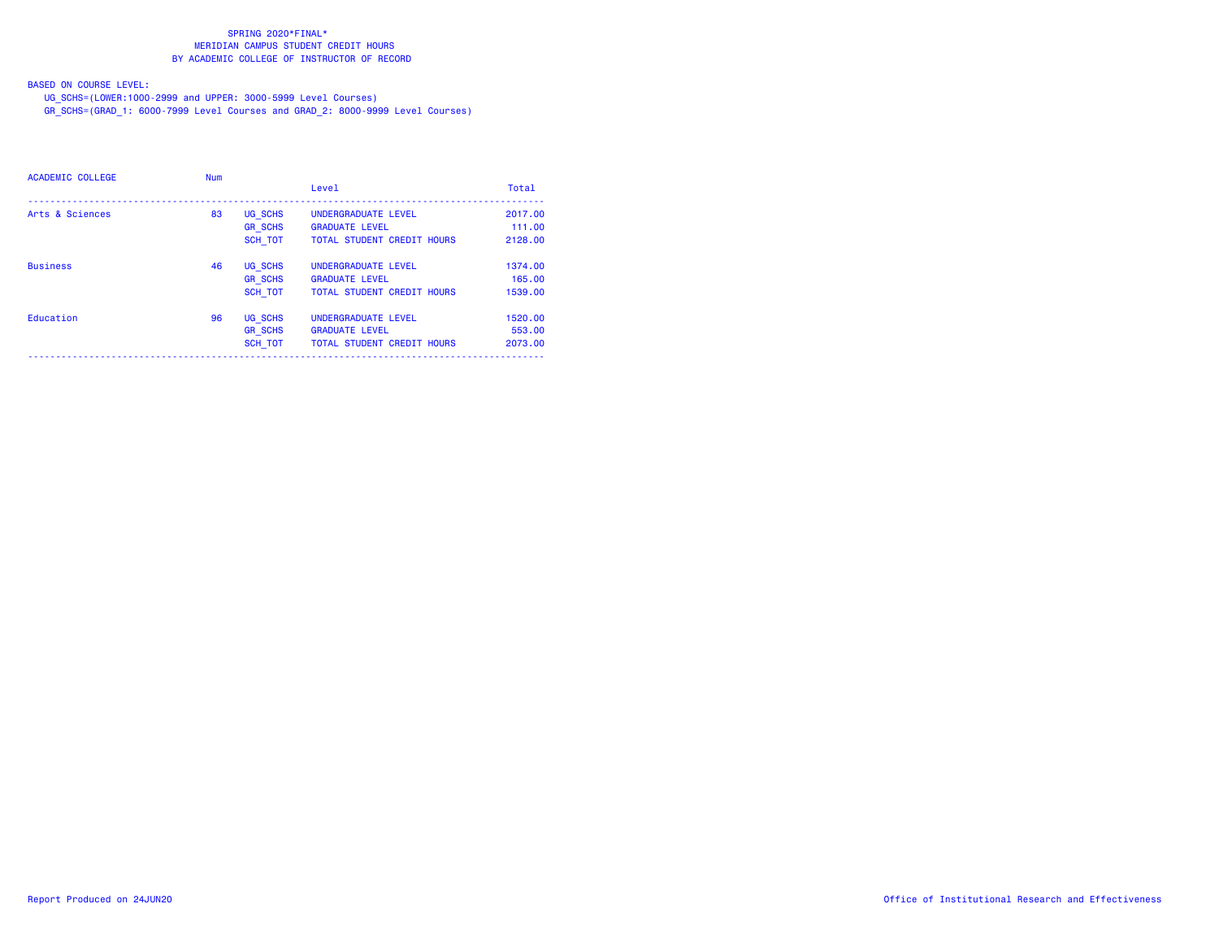SPRING 2020*FINAL*
MERIDIAN CAMPUS STUDENT CREDIT HOURS
BY ACADEMIC COLLEGE OF INSTRUCTOR OF RECORD

BASED ON COURSE LEVEL:
UG_SCHS=(LOWER:1000-2999 and UPPER: 3000-5999 Level Courses)
GR_SCHS=(GRAD_1: 6000-7999 Level Courses and GRAD_2: 8000-9999 Level Courses)

| ACADEMIC COLLEGE | Num | | Level | Total |
|---|---|---|---|---|
| Arts & Sciences | 83 | UG_SCHS | UNDERGRADUATE LEVEL | 2017.00 |
| | | GR_SCHS | GRADUATE LEVEL | 111.00 |
| | | SCH_TOT | TOTAL STUDENT CREDIT HOURS | 2128.00 |
| Business | 46 | UG_SCHS | UNDERGRADUATE LEVEL | 1374.00 |
| | | GR_SCHS | GRADUATE LEVEL | 165.00 |
| | | SCH_TOT | TOTAL STUDENT CREDIT HOURS | 1539.00 |
| Education | 96 | UG_SCHS | UNDERGRADUATE LEVEL | 1520.00 |
| | | GR_SCHS | GRADUATE LEVEL | 553.00 |
| | | SCH_TOT | TOTAL STUDENT CREDIT HOURS | 2073.00 |

Report Produced on 24JUN20

Office of Institutional Research and Effectiveness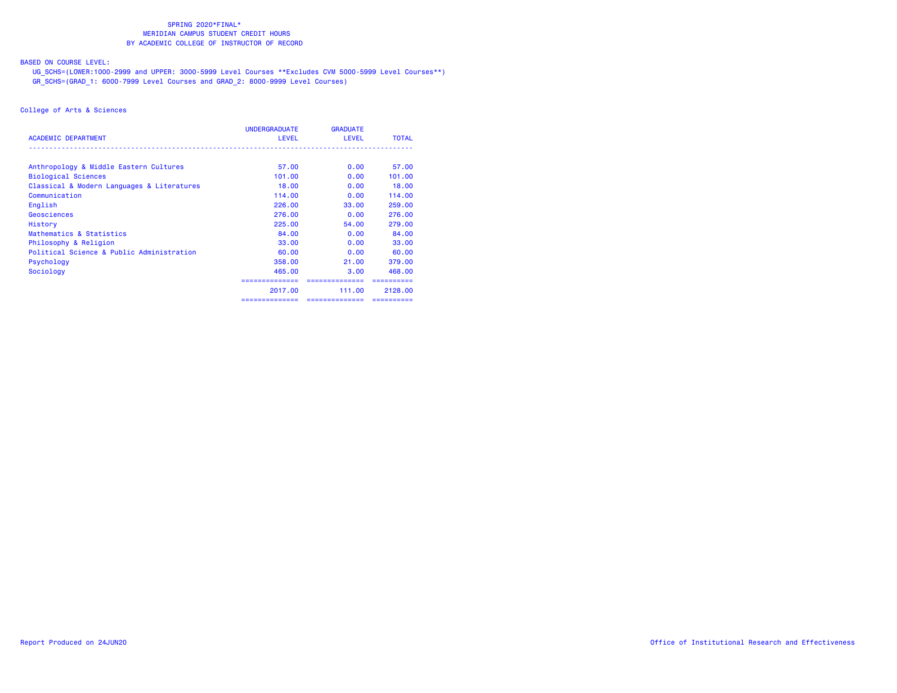SPRING 2020*FINAL*
MERIDIAN CAMPUS STUDENT CREDIT HOURS
BY ACADEMIC COLLEGE OF INSTRUCTOR OF RECORD

BASED ON COURSE LEVEL:
UG_SCHS=(LOWER:1000-2999 and UPPER: 3000-5999 Level Courses **Excludes CVM 5000-5999 Level Courses**)
GR_SCHS=(GRAD_1: 6000-7999 Level Courses and GRAD_2: 8000-9999 Level Courses)

College of Arts & Sciences

| ACADEMIC DEPARTMENT | UNDERGRADUATE LEVEL | GRADUATE LEVEL | TOTAL |
|---|---|---|---|
| Anthropology & Middle Eastern Cultures | 57.00 | 0.00 | 57.00 |
| Biological Sciences | 101.00 | 0.00 | 101.00 |
| Classical & Modern Languages & Literatures | 18.00 | 0.00 | 18.00 |
| Communication | 114.00 | 0.00 | 114.00 |
| English | 226.00 | 33.00 | 259.00 |
| Geosciences | 276.00 | 0.00 | 276.00 |
| History | 225.00 | 54.00 | 279.00 |
| Mathematics & Statistics | 84.00 | 0.00 | 84.00 |
| Philosophy & Religion | 33.00 | 0.00 | 33.00 |
| Political Science & Public Administration | 60.00 | 0.00 | 60.00 |
| Psychology | 358.00 | 21.00 | 379.00 |
| Sociology | 465.00 | 3.00 | 468.00 |
| | 2017.00 | 111.00 | 2128.00 |

Report Produced on 24JUN20

Office of Institutional Research and Effectiveness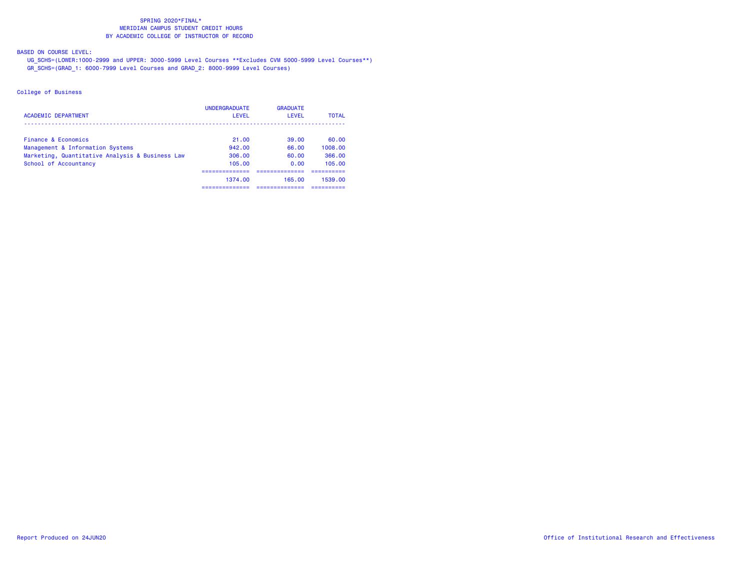SPRING 2020*FINAL*
MERIDIAN CAMPUS STUDENT CREDIT HOURS
BY ACADEMIC COLLEGE OF INSTRUCTOR OF RECORD

BASED ON COURSE LEVEL:
UG_SCHS=(LOWER:1000-2999 and UPPER: 3000-5999 Level Courses **Excludes CVM 5000-5999 Level Courses**)
GR_SCHS=(GRAD_1: 6000-7999 Level Courses and GRAD_2: 8000-9999 Level Courses)

College of Business

| ACADEMIC DEPARTMENT | UNDERGRADUATE LEVEL | GRADUATE LEVEL | TOTAL |
|---|---|---|---|
| Finance & Economics | 21.00 | 39.00 | 60.00 |
| Management & Information Systems | 942.00 | 66.00 | 1008.00 |
| Marketing, Quantitative Analysis & Business Law | 306.00 | 60.00 | 366.00 |
| School of Accountancy | 105.00 | 0.00 | 105.00 |
| | 1374.00 | 165.00 | 1539.00 |

Report Produced on 24JUN20

Office of Institutional Research and Effectiveness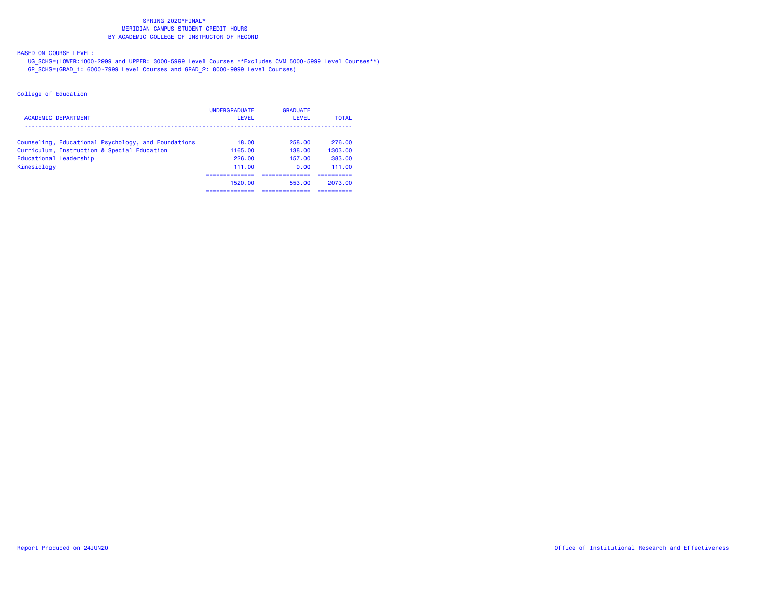# SPRING 2020*FINAL*
## MERIDIAN CAMPUS STUDENT CREDIT HOURS
## BY ACADEMIC COLLEGE OF INSTRUCTOR OF RECORD

BASED ON COURSE LEVEL:

UG_SCHS=(LOWER:1000-2999 and UPPER: 3000-5999 Level Courses **Excludes CVM 5000-5999 Level Courses**)

GR_SCHS=(GRAD_1: 6000-7999 Level Courses and GRAD_2: 8000-9999 Level Courses)

College of Education

| ACADEMIC DEPARTMENT | UNDERGRADUATE LEVEL | GRADUATE LEVEL | TOTAL |
|---|---|---|---|
| Counseling, Educational Psychology, and Foundations | 18.00 | 258.00 | 276.00 |
| Curriculum, Instruction & Special Education | 1165.00 | 138.00 | 1303.00 |
| Educational Leadership | 226.00 | 157.00 | 383.00 |
| Kinesiology | 111.00 | 0.00 | 111.00 |
| | 1520.00 | 553.00 | 2073.00 |

Report Produced on 24JUN20

Office of Institutional Research and Effectiveness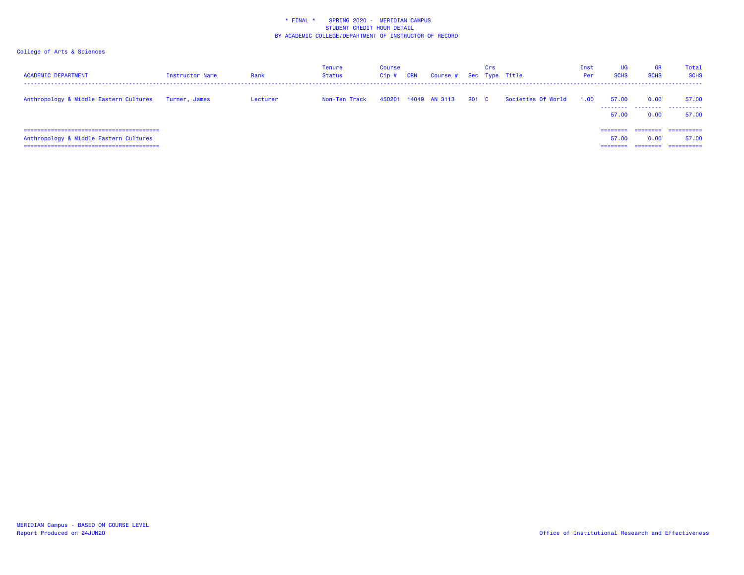# * FINAL * SPRING 2020 - MERIDIAN CAMPUS
## STUDENT CREDIT HOUR DETAIL
## BY ACADEMIC COLLEGE/DEPARTMENT OF INSTRUCTOR OF RECORD

College of Arts & Sciences

| ACADEMIC DEPARTMENT | Instructor Name | Rank | Tenure Status | Course Cip # | CRN | Course # | Sec | Crs Type | Title | Inst Per | UG SCHS | GR SCHS | Total SCHS |
|---|---|---|---|---|---|---|---|---|---|---|---|---|---|
| Anthropology & Middle Eastern Cultures | Turner, James | Lecturer | Non-Ten Track | 450201 | 14049 | AN 3113 | 201 | C | Societies Of World | 1.00 | 57.00 | 0.00 | 57.00 |
| | | | | | | | | | | | 57.00 | 0.00 | 57.00 |
| Anthropology & Middle Eastern Cultures | | | | | | | | | | | 57.00 | 0.00 | 57.00 |

MERIDIAN Campus - BASED ON COURSE LEVEL
Report Produced on 24JUN20

Office of Institutional Research and Effectiveness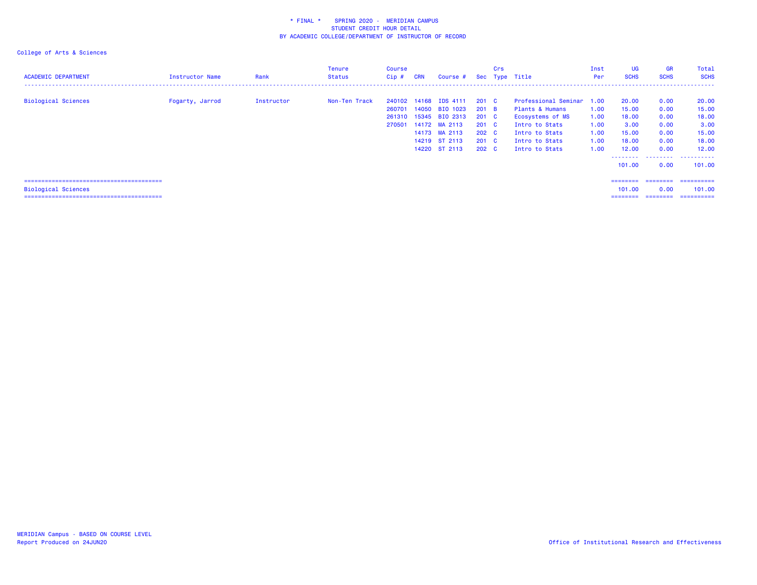\* FINAL \* SPRING 2020 - MERIDIAN CAMPUS
STUDENT CREDIT HOUR DETAIL
BY ACADEMIC COLLEGE/DEPARTMENT OF INSTRUCTOR OF RECORD

College of Arts & Sciences

| ACADEMIC DEPARTMENT | Instructor Name | Rank | Tenure Status | Course Cip # | CRN | Course # | Sec | Crs Type | Title | Inst Per | UG SCHS | GR SCHS | Total SCHS |
|---|---|---|---|---|---|---|---|---|---|---|---|---|---|
| Biological Sciences | Fogarty, Jarrod | Instructor | Non-Ten Track | 240102 | 14168 | IDS 4111 | 201 | C | Professional Seminar | 1.00 | 20.00 | 0.00 | 20.00 |
| | | | | 260701 | 14050 | BIO 1023 | 201 | B | Plants & Humans | 1.00 | 15.00 | 0.00 | 15.00 |
| | | | | 261310 | 15345 | BIO 2313 | 201 | C | Ecosystems of MS | 1.00 | 18.00 | 0.00 | 18.00 |
| | | | | 270501 | 14172 | MA 2113 | 201 | C | Intro to Stats | 1.00 | 3.00 | 0.00 | 3.00 |
| | | | | | 14173 | MA 2113 | 202 | C | Intro to Stats | 1.00 | 15.00 | 0.00 | 15.00 |
| | | | | | 14219 | ST 2113 | 201 | C | Intro to Stats | 1.00 | 18.00 | 0.00 | 18.00 |
| | | | | | 14220 | ST 2113 | 202 | C | Intro to Stats | 1.00 | 12.00 | 0.00 | 12.00 |
| | | | | | | | | | | | 101.00 | 0.00 | 101.00 |
| Biological Sciences | | | | | | | | | | | 101.00 | 0.00 | 101.00 |

MERIDIAN Campus - BASED ON COURSE LEVEL
Report Produced on 24JUN20

Office of Institutional Research and Effectiveness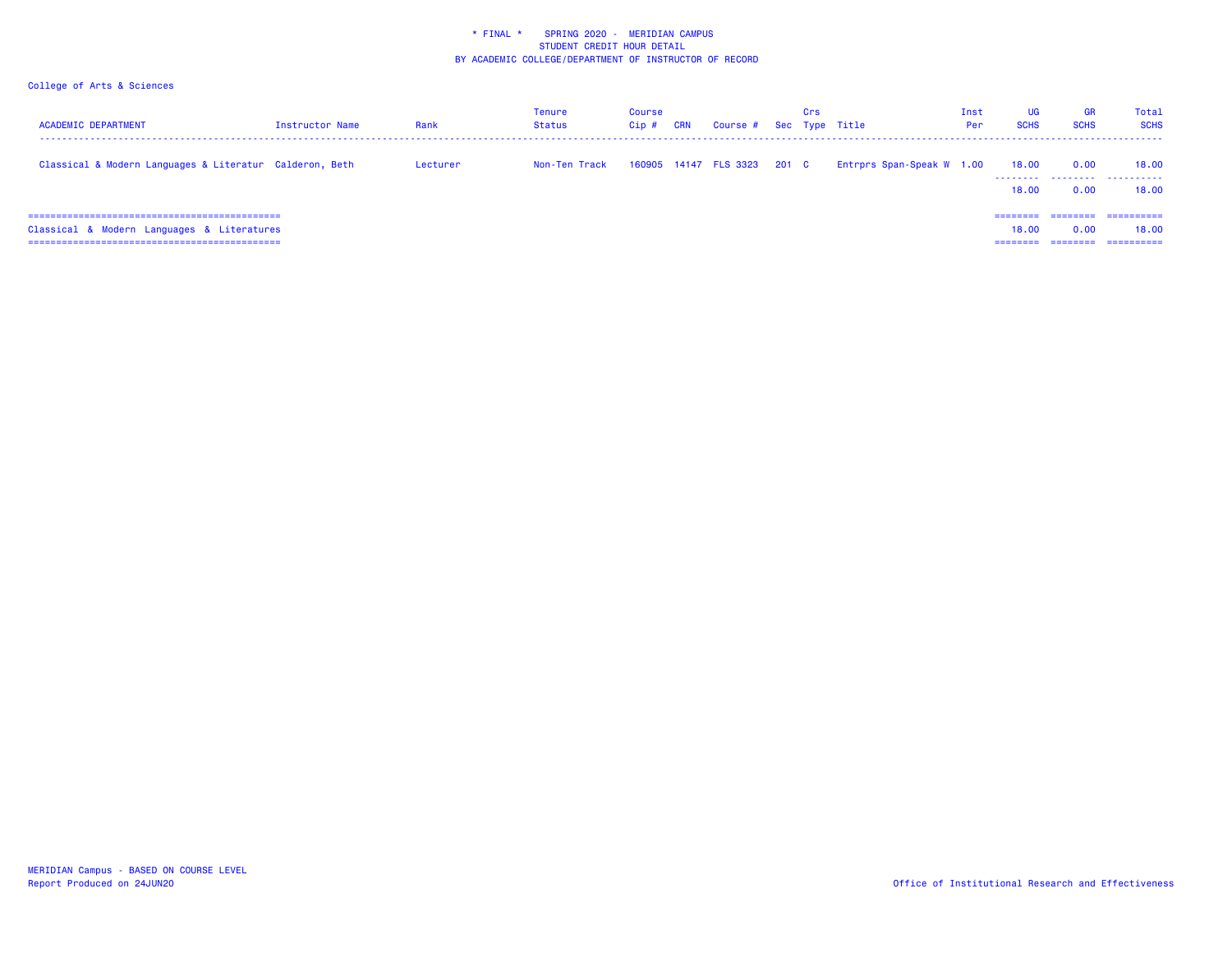\* FINAL \* SPRING 2020 - MERIDIAN CAMPUS
STUDENT CREDIT HOUR DETAIL
BY ACADEMIC COLLEGE/DEPARTMENT OF INSTRUCTOR OF RECORD

College of Arts & Sciences

| ACADEMIC DEPARTMENT | Instructor Name | Rank | Tenure Status | Course Cip # | CRN | Course # | Sec | Crs Type | Title | Inst Per | UG SCHS | GR SCHS | Total SCHS |
|---|---|---|---|---|---|---|---|---|---|---|---|---|---|
| Classical & Modern Languages & Literatur | Calderon, Beth | Lecturer | Non-Ten Track | 160905 | 14147 | FLS 3323 | 201 | C | Entrprs Span-Speak W | 1.00 | 18.00 | 0.00 | 18.00 |
| | | | | | | | | | | | 18.00 | 0.00 | 18.00 |
| Classical & Modern Languages & Literatures | | | | | | | | | | | 18.00 | 0.00 | 18.00 |

MERIDIAN Campus - BASED ON COURSE LEVEL
Report Produced on 24JUN20

Office of Institutional Research and Effectiveness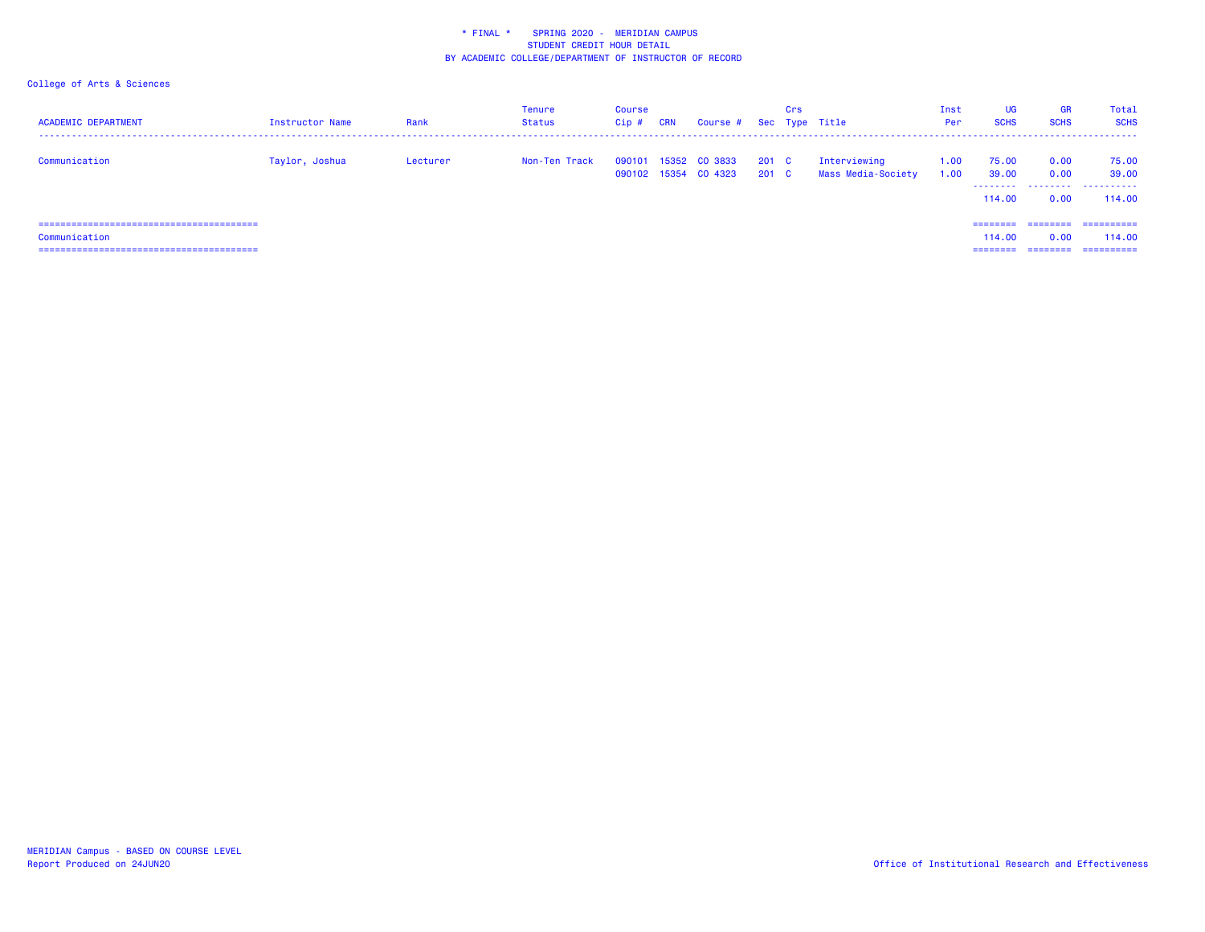* FINAL * SPRING 2020 - MERIDIAN CAMPUS
STUDENT CREDIT HOUR DETAIL
BY ACADEMIC COLLEGE/DEPARTMENT OF INSTRUCTOR OF RECORD

College of Arts & Sciences

| ACADEMIC DEPARTMENT | Instructor Name | Rank | Tenure Status | Course Cip # | CRN | Course # | Sec | Crs Type | Title | Inst Per | UG SCHS | GR SCHS | Total SCHS |
|---|---|---|---|---|---|---|---|---|---|---|---|---|---|
| Communication | Taylor, Joshua | Lecturer | Non-Ten Track | 090101 | 15352 | CO 3833 | 201 | C | Interviewing | 1.00 | 75.00 | 0.00 | 75.00 |
| | | | | 090102 | 15354 | CO 4323 | 201 | C | Mass Media-Society | 1.00 | 39.00 | 0.00 | 39.00 |
| | | | | | | | | | | | 114.00 | 0.00 | 114.00 |
| Communication | | | | | | | | | | | 114.00 | 0.00 | 114.00 |

MERIDIAN Campus - BASED ON COURSE LEVEL
Report Produced on 24JUN20

Office of Institutional Research and Effectiveness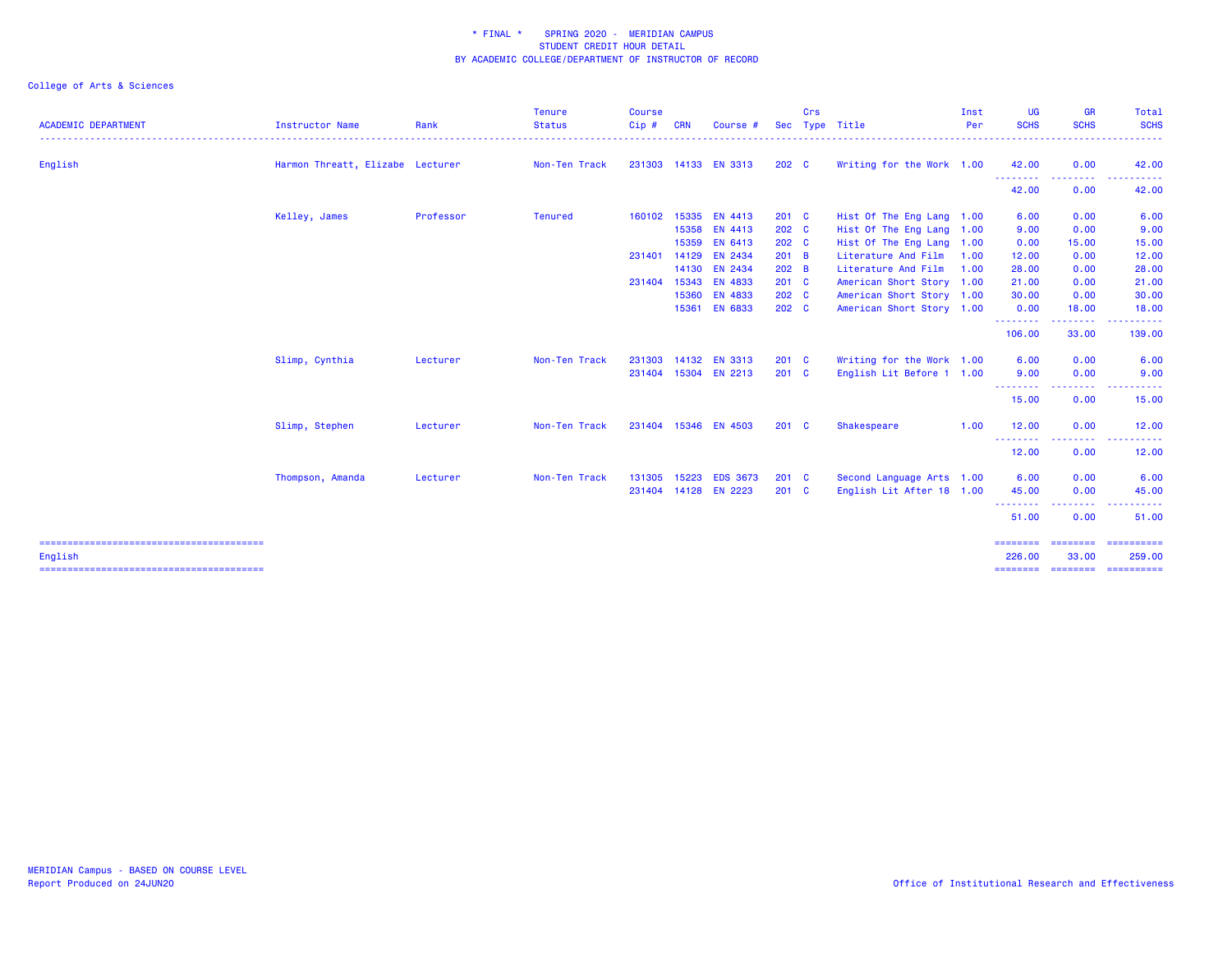# * FINAL * SPRING 2020 - MERIDIAN CAMPUS
## STUDENT CREDIT HOUR DETAIL
## BY ACADEMIC COLLEGE/DEPARTMENT OF INSTRUCTOR OF RECORD

College of Arts & Sciences

| ACADEMIC DEPARTMENT | Instructor Name | Rank | Tenure Status | Course Cip # | CRN | Course # | Sec | Crs Type | Title | Inst Per | UG SCHS | GR SCHS | Total SCHS |
|---|---|---|---|---|---|---|---|---|---|---|---|---|---|
| English | Harmon Threatt, Elizabe | Lecturer | Non-Ten Track | 231303 | 14133 | EN 3313 | 202 | C | Writing for the Work | 1.00 | 42.00 | 0.00 | 42.00 |
| | | | | | | | | | | | 42.00 | 0.00 | 42.00 |
| | Kelley, James | Professor | Tenured | 160102 | 15335 | EN 4413 | 201 | C | Hist Of The Eng Lang | 1.00 | 6.00 | 0.00 | 6.00 |
| | | | | | 15358 | EN 4413 | 202 | C | Hist Of The Eng Lang | 1.00 | 9.00 | 0.00 | 9.00 |
| | | | | | 15359 | EN 6413 | 202 | C | Hist Of The Eng Lang | 1.00 | 0.00 | 15.00 | 15.00 |
| | | | | 231401 | 14129 | EN 2434 | 201 | B | Literature And Film | 1.00 | 12.00 | 0.00 | 12.00 |
| | | | | | 14130 | EN 2434 | 202 | B | Literature And Film | 1.00 | 28.00 | 0.00 | 28.00 |
| | | | | 231404 | 15343 | EN 4833 | 201 | C | American Short Story | 1.00 | 21.00 | 0.00 | 21.00 |
| | | | | | 15360 | EN 4833 | 202 | C | American Short Story | 1.00 | 30.00 | 0.00 | 30.00 |
| | | | | | 15361 | EN 6833 | 202 | C | American Short Story | 1.00 | 0.00 | 18.00 | 18.00 |
| | | | | | | | | | | | 106.00 | 33.00 | 139.00 |
| | Slimp, Cynthia | Lecturer | Non-Ten Track | 231303 | 14132 | EN 3313 | 201 | C | Writing for the Work | 1.00 | 6.00 | 0.00 | 6.00 |
| | | | | 231404 | 15304 | EN 2213 | 201 | C | English Lit Before 1 | 1.00 | 9.00 | 0.00 | 9.00 |
| | | | | | | | | | | | 15.00 | 0.00 | 15.00 |
| | Slimp, Stephen | Lecturer | Non-Ten Track | 231404 | 15346 | EN 4503 | 201 | C | Shakespeare | 1.00 | 12.00 | 0.00 | 12.00 |
| | | | | | | | | | | | 12.00 | 0.00 | 12.00 |
| | Thompson, Amanda | Lecturer | Non-Ten Track | 131305 | 15223 | EDS 3673 | 201 | C | Second Language Arts | 1.00 | 6.00 | 0.00 | 6.00 |
| | | | | 231404 | 14128 | EN 2223 | 201 | C | English Lit After 18 | 1.00 | 45.00 | 0.00 | 45.00 |
| | | | | | | | | | | | 51.00 | 0.00 | 51.00 |
| English | | | | | | | | | | | 226.00 | 33.00 | 259.00 |

MERIDIAN Campus - BASED ON COURSE LEVEL
Report Produced on 24JUN20

Office of Institutional Research and Effectiveness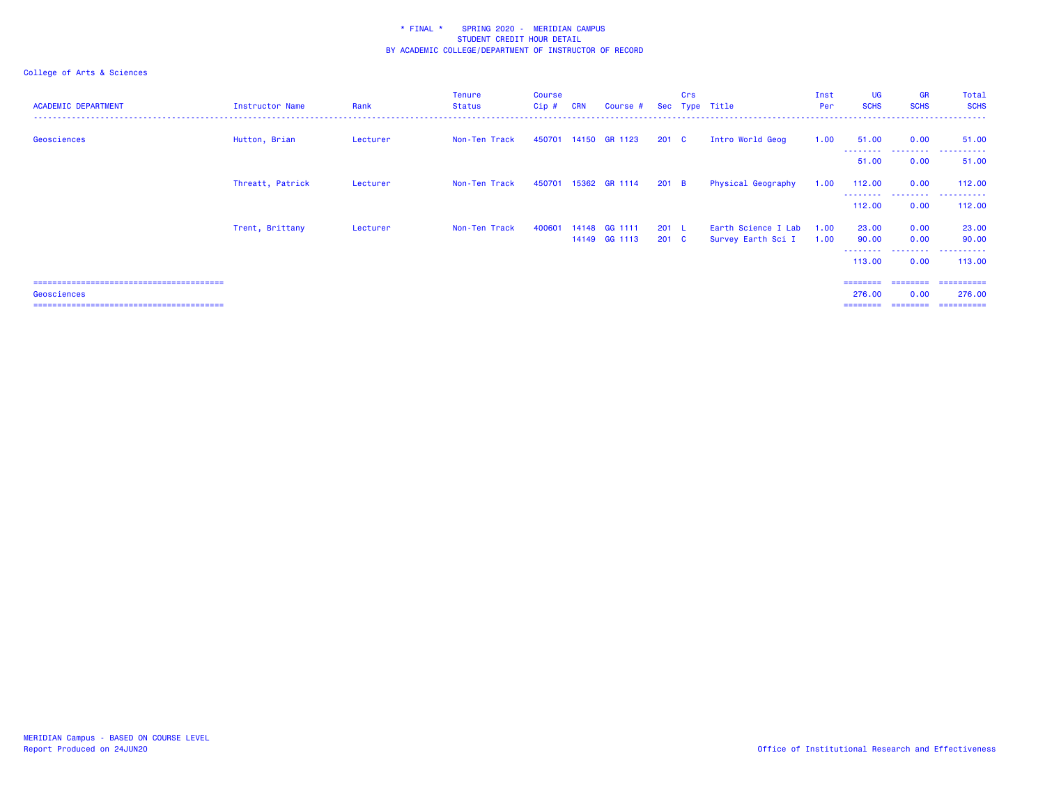\* FINAL \* SPRING 2020 - MERIDIAN CAMPUS
STUDENT CREDIT HOUR DETAIL
BY ACADEMIC COLLEGE/DEPARTMENT OF INSTRUCTOR OF RECORD

College of Arts & Sciences

| ACADEMIC DEPARTMENT | Instructor Name | Rank | Tenure Status | Course Cip # | CRN | Course # | Sec | Crs Type | Title | Inst Per | UG SCHS | GR SCHS | Total SCHS |
|---|---|---|---|---|---|---|---|---|---|---|---|---|---|
| Geosciences | Hutton, Brian | Lecturer | Non-Ten Track | 450701 | 14150 | GR 1123 | 201 | C | Intro World Geog | 1.00 | 51.00 | 0.00 | 51.00 |
| | | | | | | | | | | | 51.00 | 0.00 | 51.00 |
| | Threatt, Patrick | Lecturer | Non-Ten Track | 450701 | 15362 | GR 1114 | 201 | B | Physical Geography | 1.00 | 112.00 | 0.00 | 112.00 |
| | | | | | | | | | | | 112.00 | 0.00 | 112.00 |
| | Trent, Brittany | Lecturer | Non-Ten Track | 400601 | 14148 | GG 1111 | 201 | L | Earth Science I Lab | 1.00 | 23.00 | 0.00 | 23.00 |
| | | | | | 14149 | GG 1113 | 201 | C | Survey Earth Sci I | 1.00 | 90.00 | 0.00 | 90.00 |
| | | | | | | | | | | | 113.00 | 0.00 | 113.00 |
| Geosciences | | | | | | | | | | | 276.00 | 0.00 | 276.00 |

MERIDIAN Campus - BASED ON COURSE LEVEL
Report Produced on 24JUN20

Office of Institutional Research and Effectiveness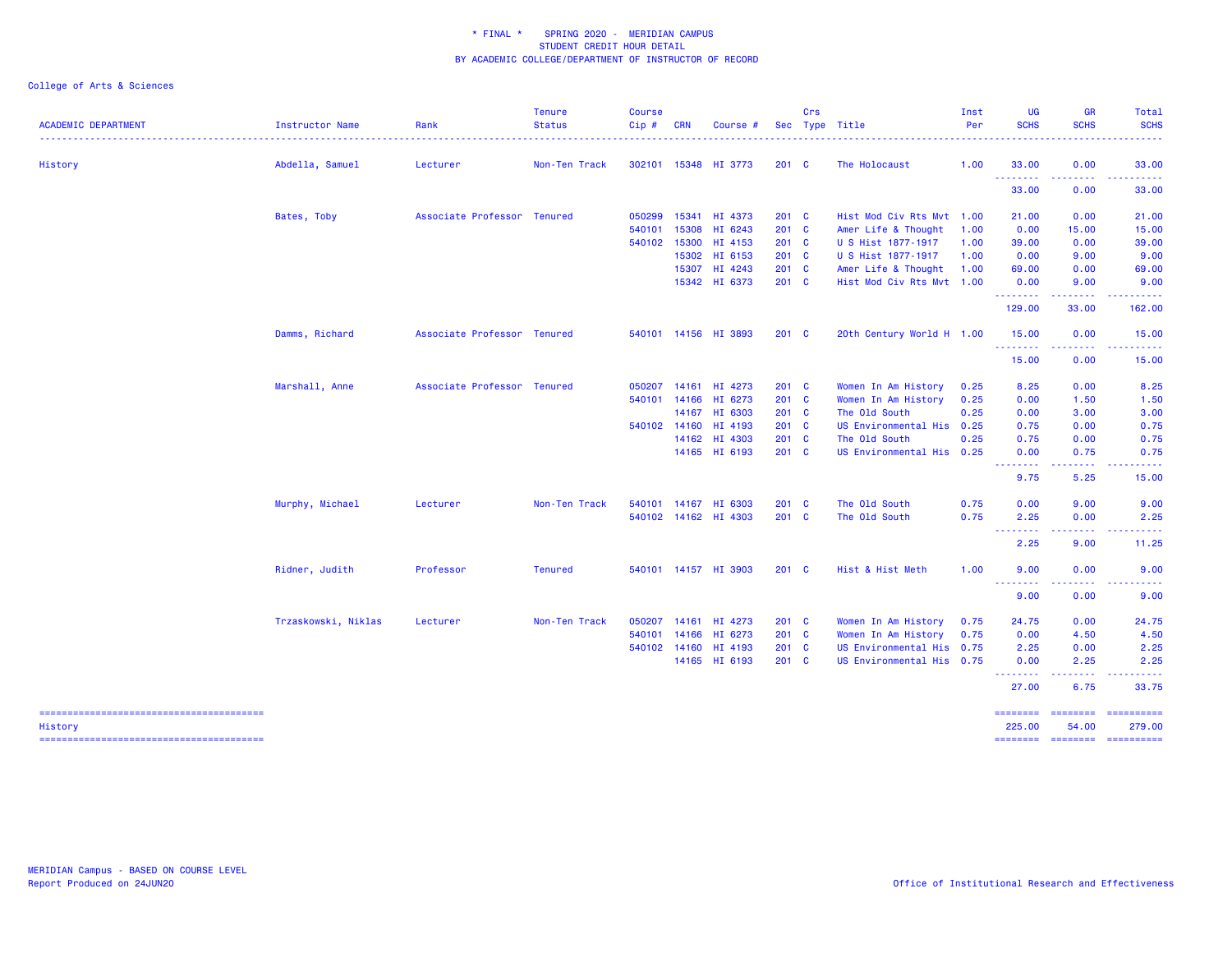\* FINAL \* SPRING 2020 - MERIDIAN CAMPUS
STUDENT CREDIT HOUR DETAIL
BY ACADEMIC COLLEGE/DEPARTMENT OF INSTRUCTOR OF RECORD

College of Arts & Sciences

| ACADEMIC DEPARTMENT | Instructor Name | Rank | Tenure Status | Course Cip # | CRN | Course # | Sec | Crs Type | Title | Inst Per | UG SCHS | GR SCHS | Total SCHS |
|---|---|---|---|---|---|---|---|---|---|---|---|---|---|
| History | Abdella, Samuel | Lecturer | Non-Ten Track | 302101 | 15348 | HI 3773 | 201 | C | The Holocaust | 1.00 | 33.00 | 0.00 | 33.00 |
| | | | | | | | | | | | 33.00 | 0.00 | 33.00 |
| | Bates, Toby | Associate Professor | Tenured | 050299 | 15341 | HI 4373 | 201 | C | Hist Mod Civ Rts Mvt | 1.00 | 21.00 | 0.00 | 21.00 |
| | | | | 540101 | 15308 | HI 6243 | 201 | C | Amer Life & Thought | 1.00 | 0.00 | 15.00 | 15.00 |
| | | | | 540102 | 15300 | HI 4153 | 201 | C | U S Hist 1877-1917 | 1.00 | 39.00 | 0.00 | 39.00 |
| | | | | | 15302 | HI 6153 | 201 | C | U S Hist 1877-1917 | 1.00 | 0.00 | 9.00 | 9.00 |
| | | | | | 15307 | HI 4243 | 201 | C | Amer Life & Thought | 1.00 | 69.00 | 0.00 | 69.00 |
| | | | | | 15342 | HI 6373 | 201 | C | Hist Mod Civ Rts Mvt | 1.00 | 0.00 | 9.00 | 9.00 |
| | | | | | | | | | | | 129.00 | 33.00 | 162.00 |
| | Damms, Richard | Associate Professor | Tenured | 540101 | 14156 | HI 3893 | 201 | C | 20th Century World H | 1.00 | 15.00 | 0.00 | 15.00 |
| | | | | | | | | | | | 15.00 | 0.00 | 15.00 |
| | Marshall, Anne | Associate Professor | Tenured | 050207 | 14161 | HI 4273 | 201 | C | Women In Am History | 0.25 | 8.25 | 0.00 | 8.25 |
| | | | | 540101 | 14166 | HI 6273 | 201 | C | Women In Am History | 0.25 | 0.00 | 1.50 | 1.50 |
| | | | | | 14167 | HI 6303 | 201 | C | The Old South | 0.25 | 0.00 | 3.00 | 3.00 |
| | | | | 540102 | 14160 | HI 4193 | 201 | C | US Environmental His | 0.25 | 0.75 | 0.00 | 0.75 |
| | | | | | 14162 | HI 4303 | 201 | C | The Old South | 0.25 | 0.75 | 0.00 | 0.75 |
| | | | | | 14165 | HI 6193 | 201 | C | US Environmental His | 0.25 | 0.00 | 0.75 | 0.75 |
| | | | | | | | | | | | 9.75 | 5.25 | 15.00 |
| | Murphy, Michael | Lecturer | Non-Ten Track | 540101 | 14167 | HI 6303 | 201 | C | The Old South | 0.75 | 0.00 | 9.00 | 9.00 |
| | | | | 540102 | 14162 | HI 4303 | 201 | C | The Old South | 0.75 | 2.25 | 0.00 | 2.25 |
| | | | | | | | | | | | 2.25 | 9.00 | 11.25 |
| | Ridner, Judith | Professor | Tenured | 540101 | 14157 | HI 3903 | 201 | C | Hist & Hist Meth | 1.00 | 9.00 | 0.00 | 9.00 |
| | | | | | | | | | | | 9.00 | 0.00 | 9.00 |
| | Trzaskowski, Niklas | Lecturer | Non-Ten Track | 050207 | 14161 | HI 4273 | 201 | C | Women In Am History | 0.75 | 24.75 | 0.00 | 24.75 |
| | | | | 540101 | 14166 | HI 6273 | 201 | C | Women In Am History | 0.75 | 0.00 | 4.50 | 4.50 |
| | | | | 540102 | 14160 | HI 4193 | 201 | C | US Environmental His | 0.75 | 2.25 | 0.00 | 2.25 |
| | | | | | 14165 | HI 6193 | 201 | C | US Environmental His | 0.75 | 0.00 | 2.25 | 2.25 |
| | | | | | | | | | | | 27.00 | 6.75 | 33.75 |
| History | | | | | | | | | | | 225.00 | 54.00 | 279.00 |

MERIDIAN Campus - BASED ON COURSE LEVEL
Report Produced on 24JUN20

Office of Institutional Research and Effectiveness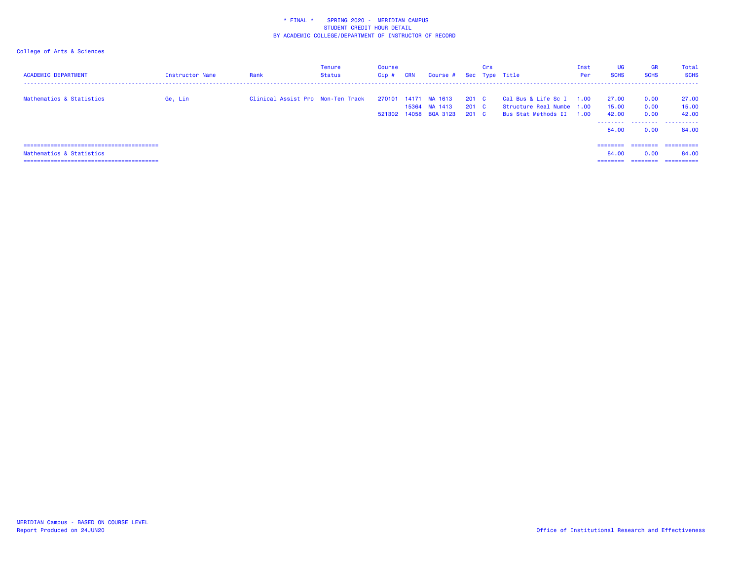\* FINAL \* SPRING 2020 - MERIDIAN CAMPUS
STUDENT CREDIT HOUR DETAIL
BY ACADEMIC COLLEGE/DEPARTMENT OF INSTRUCTOR OF RECORD

College of Arts & Sciences

| ACADEMIC DEPARTMENT | Instructor Name | Rank | Tenure Status | Course Cip # | CRN | Course # | Sec | Crs Type | Title | Inst Per | UG SCHS | GR SCHS | Total SCHS |
|---|---|---|---|---|---|---|---|---|---|---|---|---|---|
| Mathematics & Statistics | Ge, Lin | Clinical Assist Pro | Non-Ten Track | 270101 | 14171 | MA 1613 | 201 | C | Cal Bus & Life Sc I | 1.00 | 27.00 | 0.00 | 27.00 |
| | | | | | 15364 | MA 1413 | 201 | C | Structure Real Numbe | 1.00 | 15.00 | 0.00 | 15.00 |
| | | | | 521302 | 14058 | BQA 3123 | 201 | C | Bus Stat Methods II | 1.00 | 42.00 | 0.00 | 42.00 |
| | | | | | | | | | | | 84.00 | 0.00 | 84.00 |
| Mathematics & Statistics | | | | | | | | | | | 84.00 | 0.00 | 84.00 |

MERIDIAN Campus - BASED ON COURSE LEVEL
Report Produced on 24JUN20

Office of Institutional Research and Effectiveness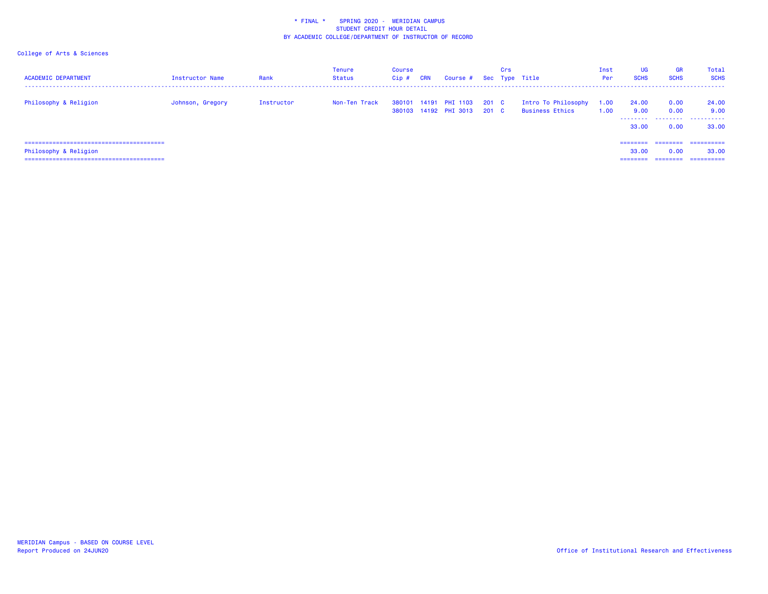\* FINAL \* SPRING 2020 - MERIDIAN CAMPUS
STUDENT CREDIT HOUR DETAIL
BY ACADEMIC COLLEGE/DEPARTMENT OF INSTRUCTOR OF RECORD

College of Arts & Sciences

| ACADEMIC DEPARTMENT | Instructor Name | Rank | Tenure Status | Course Cip # | CRN | Course # | Sec | Crs Type | Title | Inst Per | UG SCHS | GR SCHS | Total SCHS |
|---|---|---|---|---|---|---|---|---|---|---|---|---|---|
| Philosophy & Religion | Johnson, Gregory | Instructor | Non-Ten Track | 380101 | 14191 | PHI 1103 | 201 | C | Intro To Philosophy | 1.00 | 24.00 | 0.00 | 24.00 |
| | | | | 380103 | 14192 | PHI 3013 | 201 | C | Business Ethics | 1.00 | 9.00 | 0.00 | 9.00 |
| | | | | | | | | | | | 33.00 | 0.00 | 33.00 |
| Philosophy & Religion | | | | | | | | | | | 33.00 | 0.00 | 33.00 |

MERIDIAN Campus - BASED ON COURSE LEVEL
Report Produced on 24JUN20

Office of Institutional Research and Effectiveness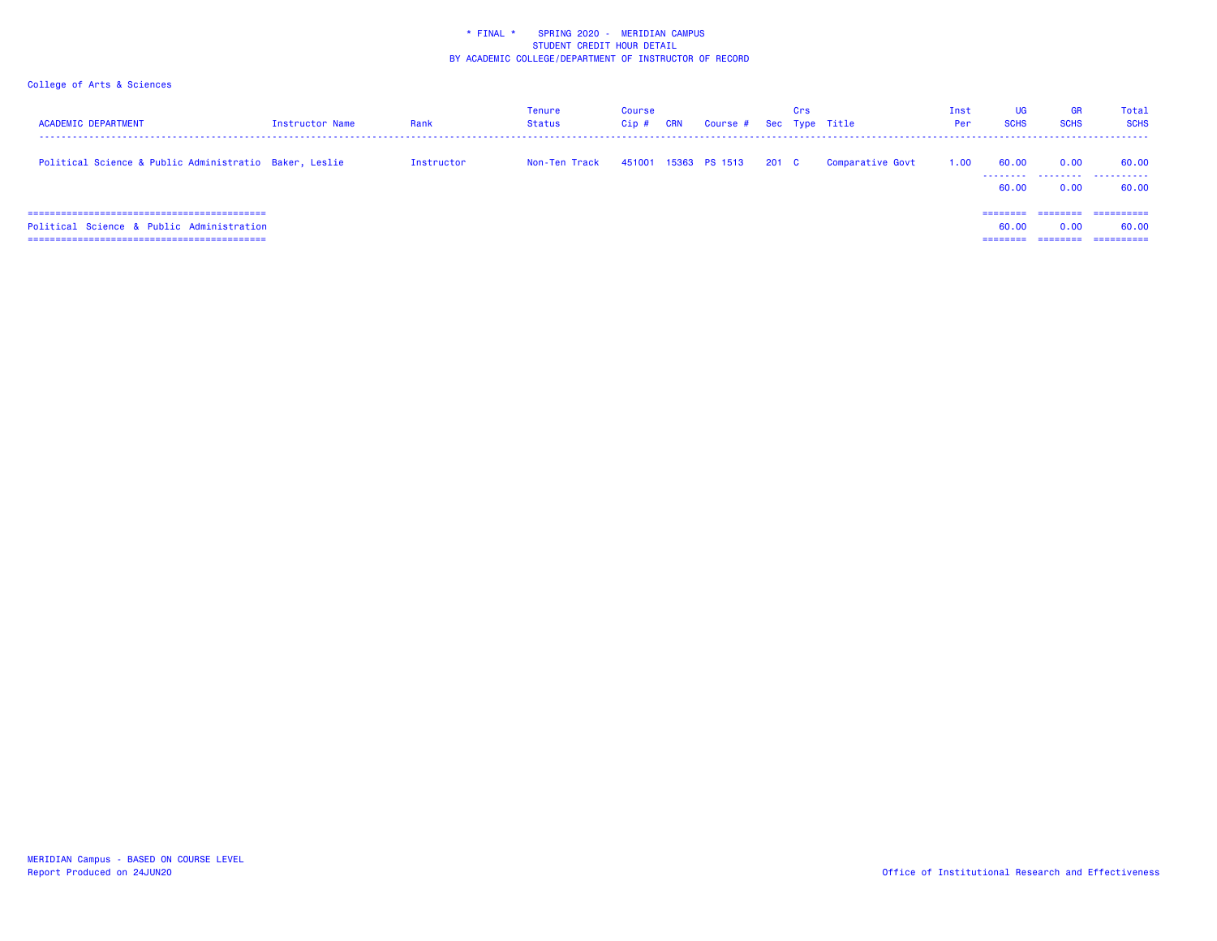\* FINAL \* SPRING 2020 - MERIDIAN CAMPUS
STUDENT CREDIT HOUR DETAIL
BY ACADEMIC COLLEGE/DEPARTMENT OF INSTRUCTOR OF RECORD

College of Arts & Sciences

| ACADEMIC DEPARTMENT | Instructor Name | Rank | Tenure Status | Course Cip # | CRN | Course # | Sec | Crs Type | Title | Inst Per | UG SCHS | GR SCHS | Total SCHS |
|---|---|---|---|---|---|---|---|---|---|---|---|---|---|
| Political Science & Public Administratio | Baker, Leslie | Instructor | Non-Ten Track | 451001 | 15363 | PS 1513 | 201 | C | Comparative Govt | 1.00 | 60.00 | 0.00 | 60.00 |
| | | | | | | | | | | | 60.00 | 0.00 | 60.00 |
| Political Science & Public Administration | | | | | | | | | | | 60.00 | 0.00 | 60.00 |

MERIDIAN Campus - BASED ON COURSE LEVEL
Report Produced on 24JUN20

Office of Institutional Research and Effectiveness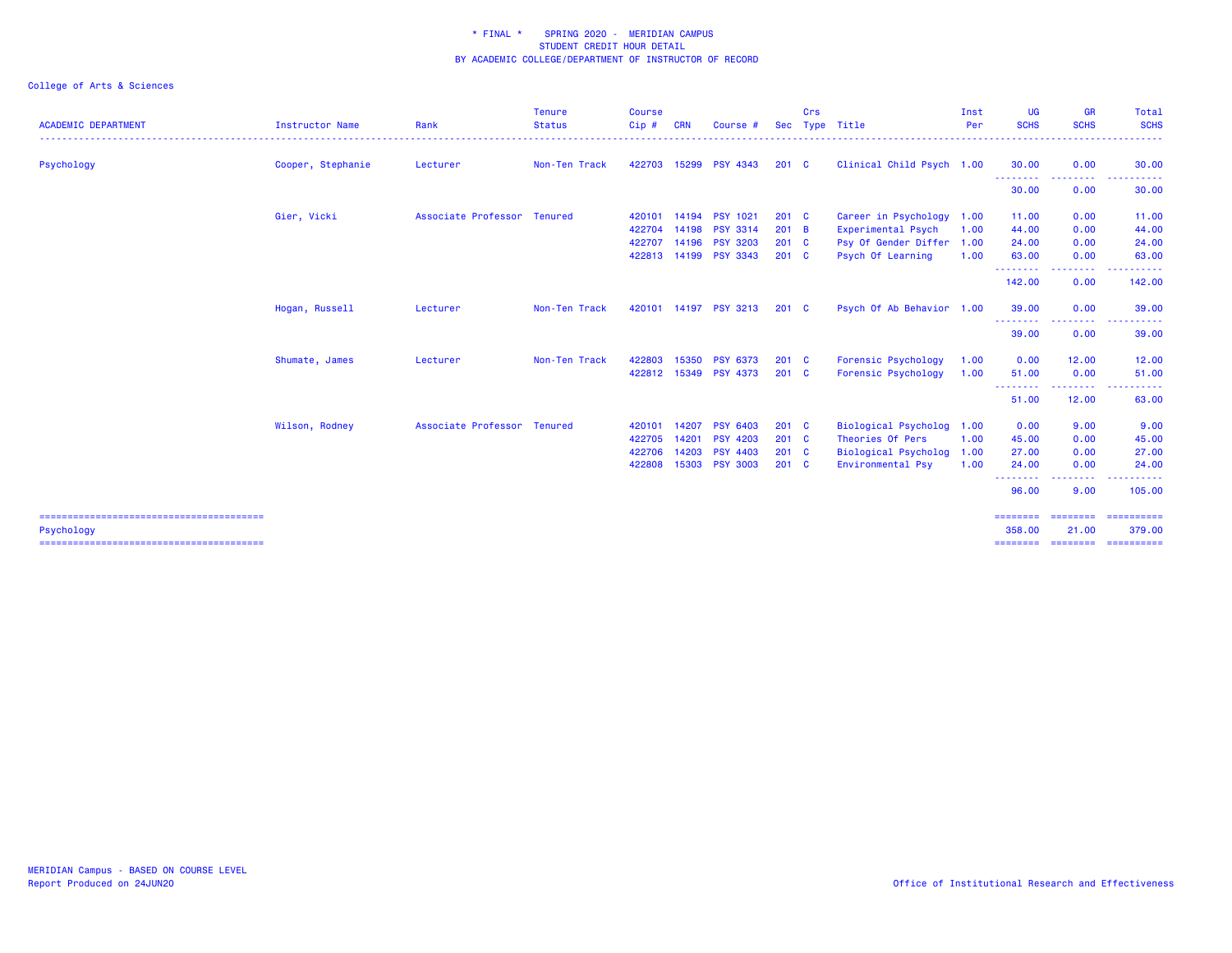\* FINAL \*    SPRING 2020 -  MERIDIAN CAMPUS
STUDENT CREDIT HOUR DETAIL
BY ACADEMIC COLLEGE/DEPARTMENT OF INSTRUCTOR OF RECORD

College of Arts & Sciences

| ACADEMIC DEPARTMENT | Instructor Name | Rank | Tenure Status | Course Cip # | CRN | Course # | Sec | Crs Type | Title | Inst Per | UG SCHS | GR SCHS | Total SCHS |
|---|---|---|---|---|---|---|---|---|---|---|---|---|---|
| Psychology | Cooper, Stephanie | Lecturer | Non-Ten Track | 422703 | 15299 | PSY 4343 | 201 | C | Clinical Child Psych | 1.00 | 30.00 | 0.00 | 30.00 |
| | | | | | | | | | | | 30.00 | 0.00 | 30.00 |
| | Gier, Vicki | Associate Professor | Tenured | 420101 | 14194 | PSY 1021 | 201 | C | Career in Psychology | 1.00 | 11.00 | 0.00 | 11.00 |
| | | | | 422704 | 14198 | PSY 3314 | 201 | B | Experimental Psych | 1.00 | 44.00 | 0.00 | 44.00 |
| | | | | 422707 | 14196 | PSY 3203 | 201 | C | Psy Of Gender Differ | 1.00 | 24.00 | 0.00 | 24.00 |
| | | | | 422813 | 14199 | PSY 3343 | 201 | C | Psych Of Learning | 1.00 | 63.00 | 0.00 | 63.00 |
| | | | | | | | | | | | 142.00 | 0.00 | 142.00 |
| | Hogan, Russell | Lecturer | Non-Ten Track | 420101 | 14197 | PSY 3213 | 201 | C | Psych Of Ab Behavior | 1.00 | 39.00 | 0.00 | 39.00 |
| | | | | | | | | | | | 39.00 | 0.00 | 39.00 |
| | Shumate, James | Lecturer | Non-Ten Track | 422803 | 15350 | PSY 6373 | 201 | C | Forensic Psychology | 1.00 | 0.00 | 12.00 | 12.00 |
| | | | | 422812 | 15349 | PSY 4373 | 201 | C | Forensic Psychology | 1.00 | 51.00 | 0.00 | 51.00 |
| | | | | | | | | | | | 51.00 | 12.00 | 63.00 |
| | Wilson, Rodney | Associate Professor | Tenured | 420101 | 14207 | PSY 6403 | 201 | C | Biological Psycholog | 1.00 | 0.00 | 9.00 | 9.00 |
| | | | | 422705 | 14201 | PSY 4203 | 201 | C | Theories Of Pers | 1.00 | 45.00 | 0.00 | 45.00 |
| | | | | 422706 | 14203 | PSY 4403 | 201 | C | Biological Psycholog | 1.00 | 27.00 | 0.00 | 27.00 |
| | | | | 422808 | 15303 | PSY 3003 | 201 | C | Environmental Psy | 1.00 | 24.00 | 0.00 | 24.00 |
| | | | | | | | | | | | 96.00 | 9.00 | 105.00 |
| Psychology | | | | | | | | | | | 358.00 | 21.00 | 379.00 |

MERIDIAN Campus - BASED ON COURSE LEVEL
Report Produced on 24JUN20

Office of Institutional Research and Effectiveness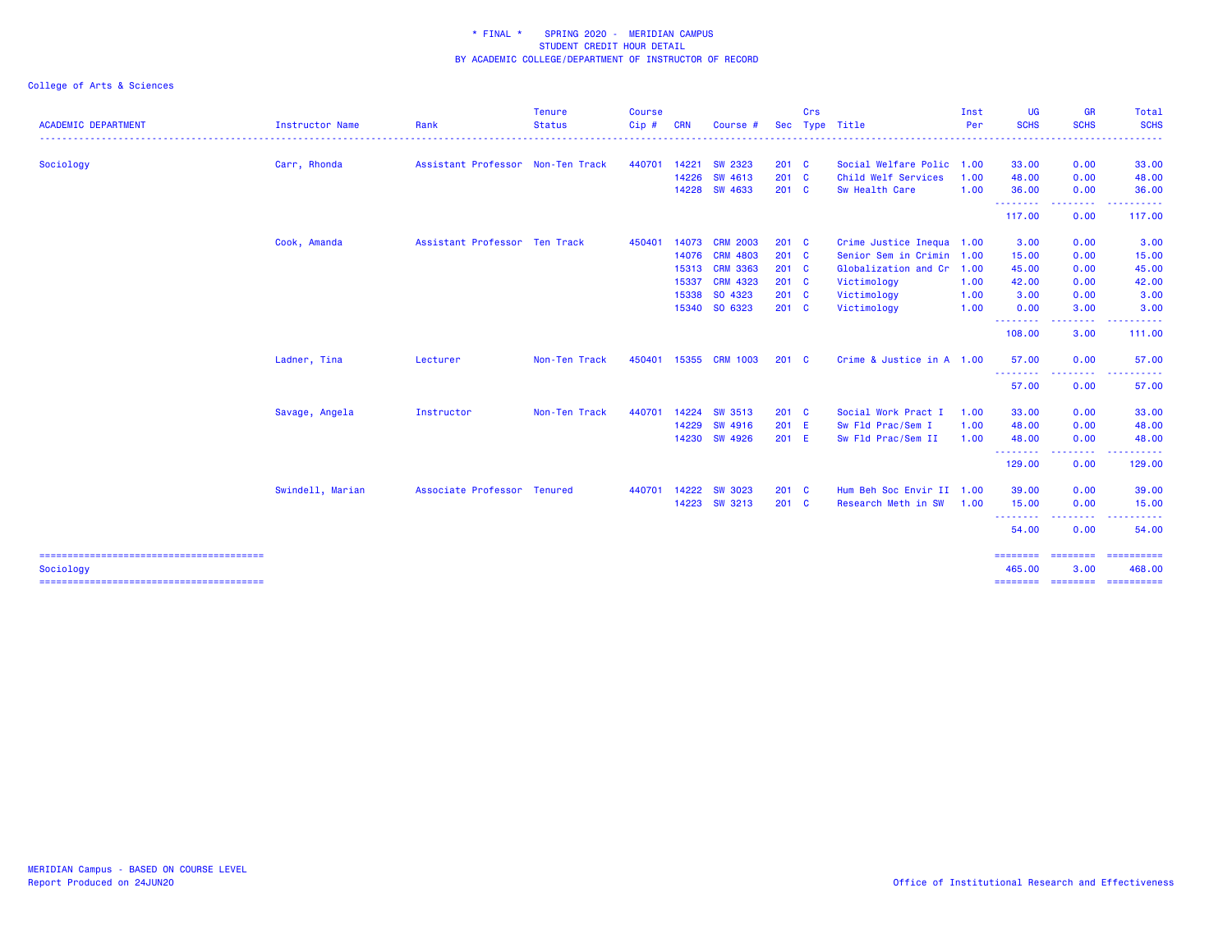\* FINAL \* SPRING 2020 - MERIDIAN CAMPUS
STUDENT CREDIT HOUR DETAIL
BY ACADEMIC COLLEGE/DEPARTMENT OF INSTRUCTOR OF RECORD

College of Arts & Sciences

| ACADEMIC DEPARTMENT | Instructor Name | Rank | Tenure Status | Course Cip # | CRN | Course # | Sec | Crs Type | Title | Inst Per | UG SCHS | GR SCHS | Total SCHS |
|---|---|---|---|---|---|---|---|---|---|---|---|---|---|
| Sociology | Carr, Rhonda | Assistant Professor | Non-Ten Track | 440701 | 14221 | SW 2323 | 201 | C | Social Welfare Polic | 1.00 | 33.00 | 0.00 | 33.00 |
| | | | | | 14226 | SW 4613 | 201 | C | Child Welf Services | 1.00 | 48.00 | 0.00 | 48.00 |
| | | | | | 14228 | SW 4633 | 201 | C | Sw Health Care | 1.00 | 36.00 | 0.00 | 36.00 |
| | | | | | | | | | | | 117.00 | 0.00 | 117.00 |
| | Cook, Amanda | Assistant Professor | Ten Track | 450401 | 14073 | CRM 2003 | 201 | C | Crime Justice Inequa | 1.00 | 3.00 | 0.00 | 3.00 |
| | | | | | 14076 | CRM 4803 | 201 | C | Senior Sem in Crimin | 1.00 | 15.00 | 0.00 | 15.00 |
| | | | | | 15313 | CRM 3363 | 201 | C | Globalization and Cr | 1.00 | 45.00 | 0.00 | 45.00 |
| | | | | | 15337 | CRM 4323 | 201 | C | Victimology | 1.00 | 42.00 | 0.00 | 42.00 |
| | | | | | 15338 | SO 4323 | 201 | C | Victimology | 1.00 | 3.00 | 0.00 | 3.00 |
| | | | | | 15340 | SO 6323 | 201 | C | Victimology | 1.00 | 0.00 | 3.00 | 3.00 |
| | | | | | | | | | | | 108.00 | 3.00 | 111.00 |
| | Ladner, Tina | Lecturer | Non-Ten Track | 450401 | 15355 | CRM 1003 | 201 | C | Crime & Justice in A | 1.00 | 57.00 | 0.00 | 57.00 |
| | | | | | | | | | | | 57.00 | 0.00 | 57.00 |
| | Savage, Angela | Instructor | Non-Ten Track | 440701 | 14224 | SW 3513 | 201 | C | Social Work Pract I | 1.00 | 33.00 | 0.00 | 33.00 |
| | | | | | 14229 | SW 4916 | 201 | E | Sw Fld Prac/Sem I | 1.00 | 48.00 | 0.00 | 48.00 |
| | | | | | 14230 | SW 4926 | 201 | E | Sw Fld Prac/Sem II | 1.00 | 48.00 | 0.00 | 48.00 |
| | | | | | | | | | | | 129.00 | 0.00 | 129.00 |
| | Swindell, Marian | Associate Professor | Tenured | 440701 | 14222 | SW 3023 | 201 | C | Hum Beh Soc Envir II | 1.00 | 39.00 | 0.00 | 39.00 |
| | | | | | 14223 | SW 3213 | 201 | C | Research Meth in SW | 1.00 | 15.00 | 0.00 | 15.00 |
| | | | | | | | | | | | 54.00 | 0.00 | 54.00 |
| Sociology | | | | | | | | | | | 465.00 | 3.00 | 468.00 |

MERIDIAN Campus - BASED ON COURSE LEVEL
Report Produced on 24JUN20

Office of Institutional Research and Effectiveness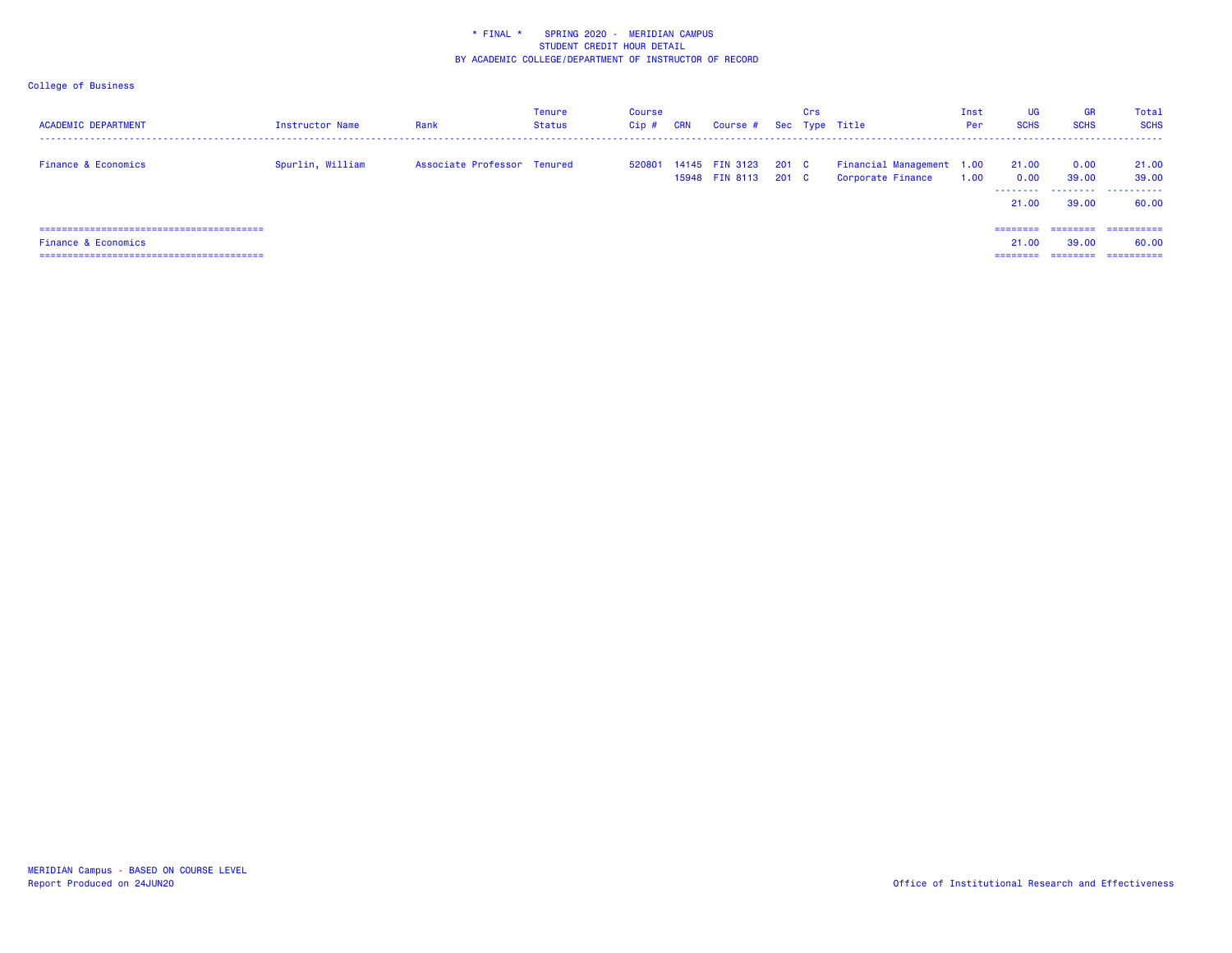\* FINAL \*    SPRING 2020 - MERIDIAN CAMPUS
STUDENT CREDIT HOUR DETAIL
BY ACADEMIC COLLEGE/DEPARTMENT OF INSTRUCTOR OF RECORD

College of Business

| ACADEMIC DEPARTMENT | Instructor Name | Rank | Tenure Status | Course Cip # | CRN | Course # | Sec | Crs Type | Title | Inst Per | UG SCHS | GR SCHS | Total SCHS |
|---|---|---|---|---|---|---|---|---|---|---|---|---|---|
| Finance & Economics | Spurlin, William | Associate Professor | Tenured | 520801 | 14145 | FIN 3123 | 201 | C | Financial Management | 1.00 | 21.00 | 0.00 | 21.00 |
| | | | | | 15948 | FIN 8113 | 201 | C | Corporate Finance | 1.00 | 0.00 | 39.00 | 39.00 |
| | | | | | | | | | | | 21.00 | 39.00 | 60.00 |
| Finance & Economics | | | | | | | | | | | 21.00 | 39.00 | 60.00 |

MERIDIAN Campus - BASED ON COURSE LEVEL
Report Produced on 24JUN20

Office of Institutional Research and Effectiveness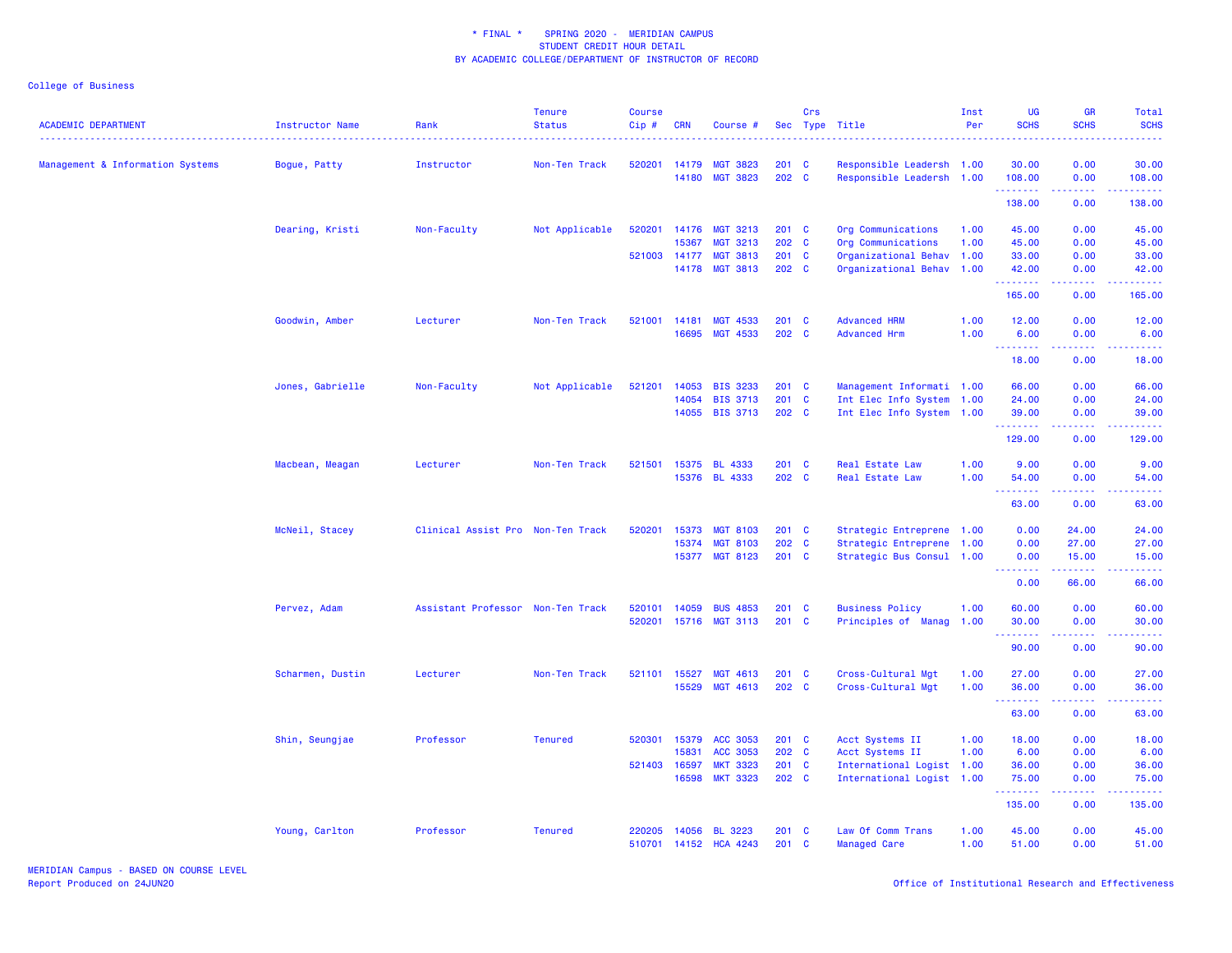\* FINAL \* SPRING 2020 - MERIDIAN CAMPUS
STUDENT CREDIT HOUR DETAIL
BY ACADEMIC COLLEGE/DEPARTMENT OF INSTRUCTOR OF RECORD

College of Business

| ACADEMIC DEPARTMENT | Instructor Name | Rank | Tenure Status | Course Cip # | CRN | Course # | Sec | Crs Type | Title | Inst Per | UG SCHS | GR SCHS | Total SCHS |
|---|---|---|---|---|---|---|---|---|---|---|---|---|---|
| Management & Information Systems | Bogue, Patty | Instructor | Non-Ten Track | 520201 | 14179 | MGT 3823 | 201 | C | Responsible Leadersh | 1.00 | 30.00 | 0.00 | 30.00 |
| | | | | | 14180 | MGT 3823 | 202 | C | Responsible Leadersh | 1.00 | 108.00 | 0.00 | 108.00 |
| | | | | | | | | | | | 138.00 | 0.00 | 138.00 |
| | Dearing, Kristi | Non-Faculty | Not Applicable | 520201 | 14176 | MGT 3213 | 201 | C | Org Communications | 1.00 | 45.00 | 0.00 | 45.00 |
| | | | | | 15367 | MGT 3213 | 202 | C | Org Communications | 1.00 | 45.00 | 0.00 | 45.00 |
| | | | | 521003 | 14177 | MGT 3813 | 201 | C | Organizational Behav | 1.00 | 33.00 | 0.00 | 33.00 |
| | | | | | 14178 | MGT 3813 | 202 | C | Organizational Behav | 1.00 | 42.00 | 0.00 | 42.00 |
| | | | | | | | | | | | 165.00 | 0.00 | 165.00 |
| | Goodwin, Amber | Lecturer | Non-Ten Track | 521001 | 14181 | MGT 4533 | 201 | C | Advanced HRM | 1.00 | 12.00 | 0.00 | 12.00 |
| | | | | | 16695 | MGT 4533 | 202 | C | Advanced Hrm | 1.00 | 6.00 | 0.00 | 6.00 |
| | | | | | | | | | | | 18.00 | 0.00 | 18.00 |
| | Jones, Gabrielle | Non-Faculty | Not Applicable | 521201 | 14053 | BIS 3233 | 201 | C | Management Informati | 1.00 | 66.00 | 0.00 | 66.00 |
| | | | | | 14054 | BIS 3713 | 201 | C | Int Elec Info System | 1.00 | 24.00 | 0.00 | 24.00 |
| | | | | | 14055 | BIS 3713 | 202 | C | Int Elec Info System | 1.00 | 39.00 | 0.00 | 39.00 |
| | | | | | | | | | | | 129.00 | 0.00 | 129.00 |
| | Macbean, Meagan | Lecturer | Non-Ten Track | 521501 | 15375 | BL 4333 | 201 | C | Real Estate Law | 1.00 | 9.00 | 0.00 | 9.00 |
| | | | | | 15376 | BL 4333 | 202 | C | Real Estate Law | 1.00 | 54.00 | 0.00 | 54.00 |
| | | | | | | | | | | | 63.00 | 0.00 | 63.00 |
| | McNeil, Stacey | Clinical Assist Pro | Non-Ten Track | 520201 | 15373 | MGT 8103 | 201 | C | Strategic Entreprene | 1.00 | 0.00 | 24.00 | 24.00 |
| | | | | | 15374 | MGT 8103 | 202 | C | Strategic Entreprene | 1.00 | 0.00 | 27.00 | 27.00 |
| | | | | | 15377 | MGT 8123 | 201 | C | Strategic Bus Consul | 1.00 | 0.00 | 15.00 | 15.00 |
| | | | | | | | | | | | 0.00 | 66.00 | 66.00 |
| | Pervez, Adam | Assistant Professor | Non-Ten Track | 520101 | 14059 | BUS 4853 | 201 | C | Business Policy | 1.00 | 60.00 | 0.00 | 60.00 |
| | | | | 520201 | 15716 | MGT 3113 | 201 | C | Principles of Manag | 1.00 | 30.00 | 0.00 | 30.00 |
| | | | | | | | | | | | 90.00 | 0.00 | 90.00 |
| | Scharmen, Dustin | Lecturer | Non-Ten Track | 521101 | 15527 | MGT 4613 | 201 | C | Cross-Cultural Mgt | 1.00 | 27.00 | 0.00 | 27.00 |
| | | | | | 15529 | MGT 4613 | 202 | C | Cross-Cultural Mgt | 1.00 | 36.00 | 0.00 | 36.00 |
| | | | | | | | | | | | 63.00 | 0.00 | 63.00 |
| | Shin, Seungjae | Professor | Tenured | 520301 | 15379 | ACC 3053 | 201 | C | Acct Systems II | 1.00 | 18.00 | 0.00 | 18.00 |
| | | | | | 15831 | ACC 3053 | 202 | C | Acct Systems II | 1.00 | 6.00 | 0.00 | 6.00 |
| | | | | 521403 | 16597 | MKT 3323 | 201 | C | International Logist | 1.00 | 36.00 | 0.00 | 36.00 |
| | | | | | 16598 | MKT 3323 | 202 | C | International Logist | 1.00 | 75.00 | 0.00 | 75.00 |
| | | | | | | | | | | | 135.00 | 0.00 | 135.00 |
| | Young, Carlton | Professor | Tenured | 220205 | 14056 | BL 3223 | 201 | C | Law Of Comm Trans | 1.00 | 45.00 | 0.00 | 45.00 |
| | | | | 510701 | 14152 | HCA 4243 | 201 | C | Managed Care | 1.00 | 51.00 | 0.00 | 51.00 |

MERIDIAN Campus - BASED ON COURSE LEVEL
Report Produced on 24JUN20

Office of Institutional Research and Effectiveness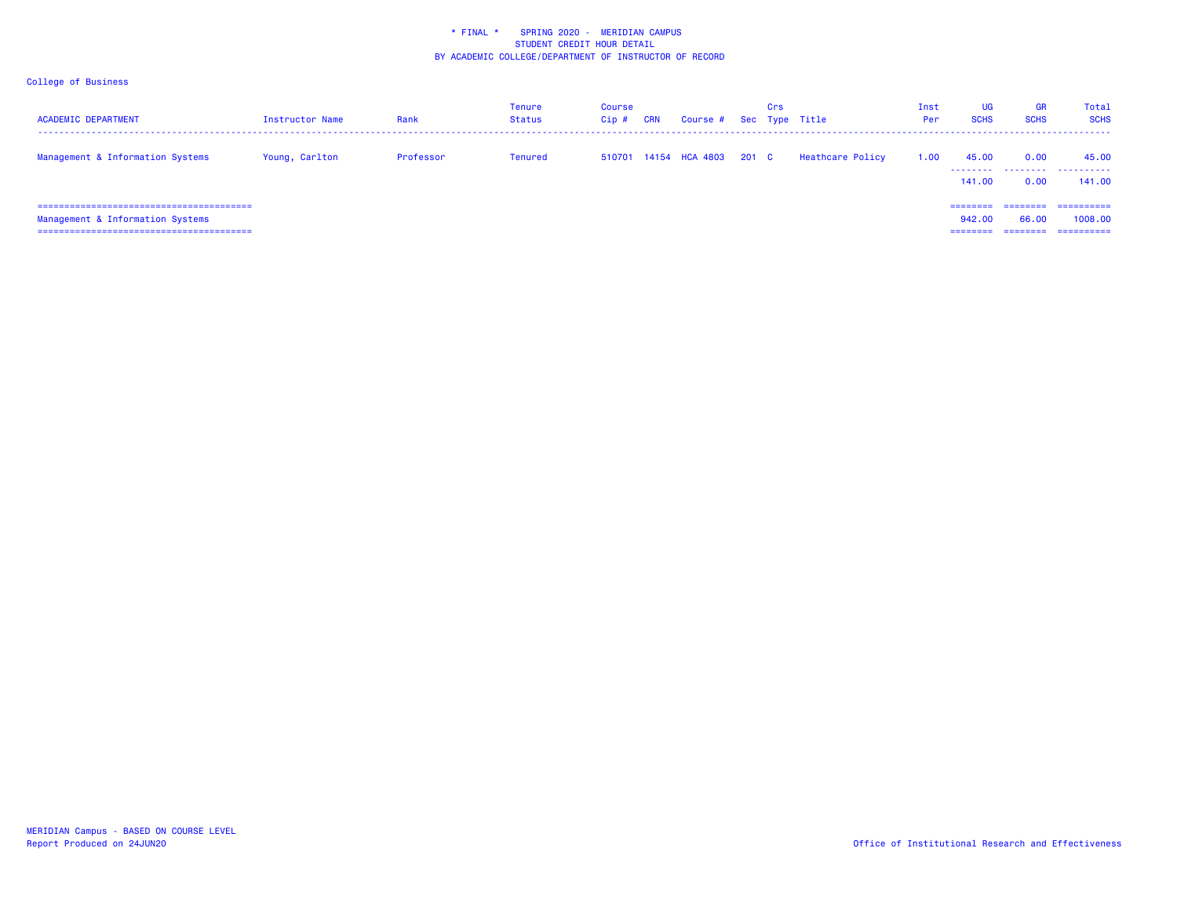\* FINAL \* SPRING 2020 - MERIDIAN CAMPUS
STUDENT CREDIT HOUR DETAIL
BY ACADEMIC COLLEGE/DEPARTMENT OF INSTRUCTOR OF RECORD

College of Business

| ACADEMIC DEPARTMENT | Instructor Name | Rank | Tenure Status | Course Cip # | CRN | Course # | Sec | Crs Type | Title | Inst Per | UG SCHS | GR SCHS | Total SCHS |
|---|---|---|---|---|---|---|---|---|---|---|---|---|---|
| Management & Information Systems | Young, Carlton | Professor | Tenured | 510701 | 14154 | HCA 4803 | 201 | C | Heathcare Policy | 1.00 | 45.00 | 0.00 | 45.00 |
| | | | | | | | | | | | 141.00 | 0.00 | 141.00 |
| Management & Information Systems | | | | | | | | | | | 942.00 | 66.00 | 1008.00 |

MERIDIAN Campus - BASED ON COURSE LEVEL
Report Produced on 24JUN20

Office of Institutional Research and Effectiveness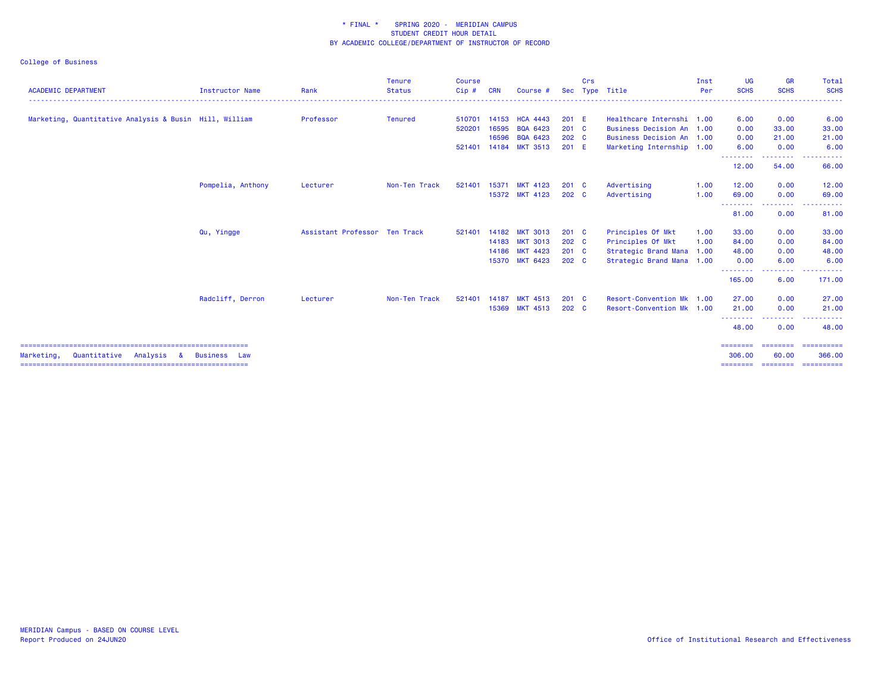\* FINAL \* SPRING 2020 - MERIDIAN CAMPUS
STUDENT CREDIT HOUR DETAIL
BY ACADEMIC COLLEGE/DEPARTMENT OF INSTRUCTOR OF RECORD

College of Business

| ACADEMIC DEPARTMENT | Instructor Name | Rank | Tenure Status | Course Cip # | CRN | Course # | Sec | Crs Type | Title | Inst Per | UG SCHS | GR SCHS | Total SCHS |
|---|---|---|---|---|---|---|---|---|---|---|---|---|---|
| Marketing, Quantitative Analysis & Busin | Hill, William | Professor | Tenured | 510701 | 14153 | HCA 4443 | 201 | E | Healthcare Internshi | 1.00 | 6.00 | 0.00 | 6.00 |
| | | | | 520201 | 16595 | BQA 6423 | 201 | C | Business Decision An | 1.00 | 0.00 | 33.00 | 33.00 |
| | | | | | 16596 | BQA 6423 | 202 | C | Business Decision An | 1.00 | 0.00 | 21.00 | 21.00 |
| | | | | 521401 | 14184 | MKT 3513 | 201 | E | Marketing Internship | 1.00 | 6.00 | 0.00 | 6.00 |
| | | | | | | | | | | | 12.00 | 54.00 | 66.00 |
| | Pompelia, Anthony | Lecturer | Non-Ten Track | 521401 | 15371 | MKT 4123 | 201 | C | Advertising | 1.00 | 12.00 | 0.00 | 12.00 |
| | | | | | 15372 | MKT 4123 | 202 | C | Advertising | 1.00 | 69.00 | 0.00 | 69.00 |
| | | | | | | | | | | | 81.00 | 0.00 | 81.00 |
| | Qu, Yingge | Assistant Professor | Ten Track | 521401 | 14182 | MKT 3013 | 201 | C | Principles Of Mkt | 1.00 | 33.00 | 0.00 | 33.00 |
| | | | | | 14183 | MKT 3013 | 202 | C | Principles Of Mkt | 1.00 | 84.00 | 0.00 | 84.00 |
| | | | | | 14186 | MKT 4423 | 201 | C | Strategic Brand Mana | 1.00 | 48.00 | 0.00 | 48.00 |
| | | | | | 15370 | MKT 6423 | 202 | C | Strategic Brand Mana | 1.00 | 0.00 | 6.00 | 6.00 |
| | | | | | | | | | | | 165.00 | 6.00 | 171.00 |
| | Radcliff, Derron | Lecturer | Non-Ten Track | 521401 | 14187 | MKT 4513 | 201 | C | Resort-Convention Mk | 1.00 | 27.00 | 0.00 | 27.00 |
| | | | | | 15369 | MKT 4513 | 202 | C | Resort-Convention Mk | 1.00 | 21.00 | 0.00 | 21.00 |
| | | | | | | | | | | | 48.00 | 0.00 | 48.00 |
| Marketing, Quantitative Analysis & Business Law | | | | | | | | | | | 306.00 | 60.00 | 366.00 |

MERIDIAN Campus - BASED ON COURSE LEVEL
Report Produced on 24JUN20

Office of Institutional Research and Effectiveness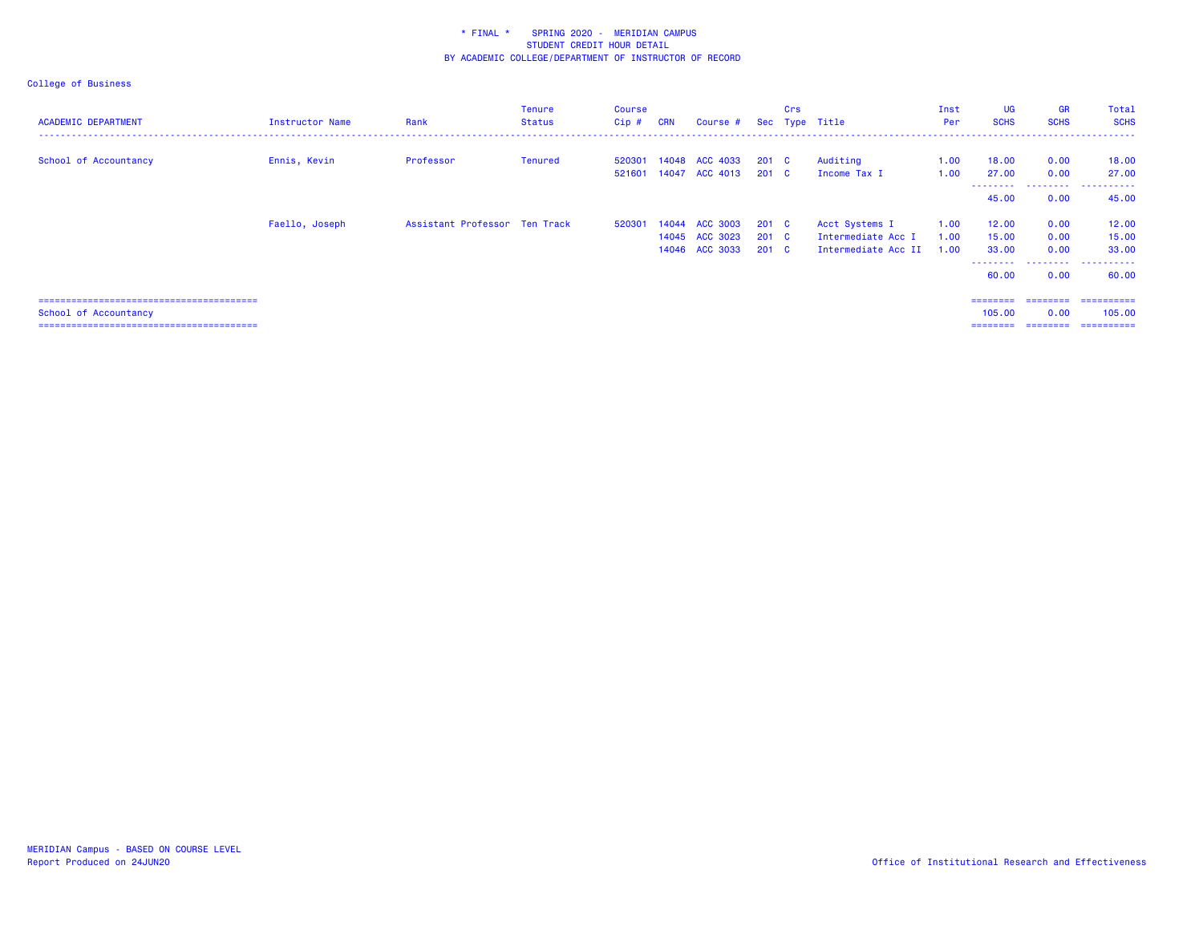\* FINAL \*    SPRING 2020 -  MERIDIAN CAMPUS
STUDENT CREDIT HOUR DETAIL
BY ACADEMIC COLLEGE/DEPARTMENT OF INSTRUCTOR OF RECORD

College of Business

| ACADEMIC DEPARTMENT | Instructor Name | Rank | Tenure Status | Course Cip # | CRN | Course # | Sec | Crs Type | Title | Inst Per | UG SCHS | GR SCHS | Total SCHS |
|---|---|---|---|---|---|---|---|---|---|---|---|---|---|
| School of Accountancy | Ennis, Kevin | Professor | Tenured | 520301 | 14048 | ACC 4033 | 201 | C | Auditing | 1.00 | 18.00 | 0.00 | 18.00 |
| | | | | 521601 | 14047 | ACC 4013 | 201 | C | Income Tax I | 1.00 | 27.00 | 0.00 | 27.00 |
| | | | | | | | | | | | 45.00 | 0.00 | 45.00 |
| | Faello, Joseph | Assistant Professor | Ten Track | 520301 | 14044 | ACC 3003 | 201 | C | Acct Systems I | 1.00 | 12.00 | 0.00 | 12.00 |
| | | | | | 14045 | ACC 3023 | 201 | C | Intermediate Acc I | 1.00 | 15.00 | 0.00 | 15.00 |
| | | | | | 14046 | ACC 3033 | 201 | C | Intermediate Acc II | 1.00 | 33.00 | 0.00 | 33.00 |
| | | | | | | | | | | | 60.00 | 0.00 | 60.00 |
| School of Accountancy | | | | | | | | | | | 105.00 | 0.00 | 105.00 |

MERIDIAN Campus - BASED ON COURSE LEVEL
Report Produced on 24JUN20

Office of Institutional Research and Effectiveness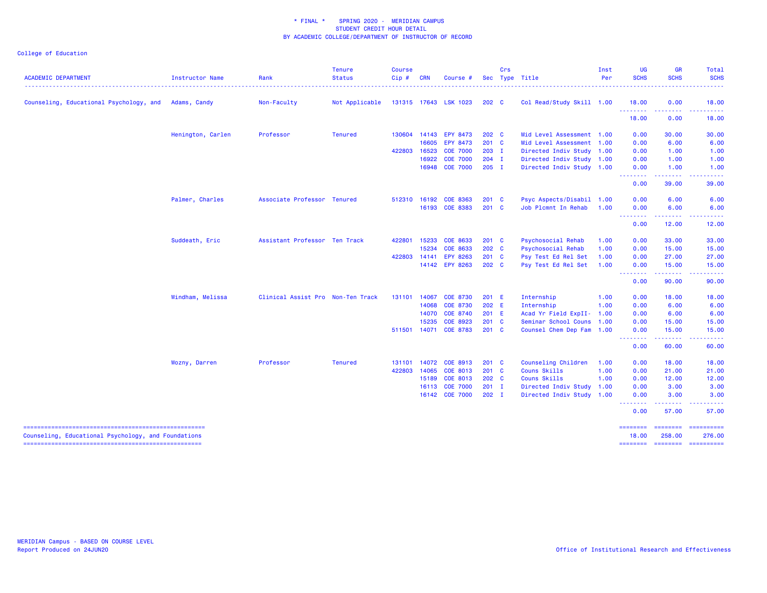\* FINAL \* SPRING 2020 - MERIDIAN CAMPUS
STUDENT CREDIT HOUR DETAIL
BY ACADEMIC COLLEGE/DEPARTMENT OF INSTRUCTOR OF RECORD

College of Education

| ACADEMIC DEPARTMENT | Instructor Name | Rank | Tenure Status | Course Cip # | CRN | Course # | Sec | Crs Type | Title | Inst Per | UG SCHS | GR SCHS | Total SCHS |
|---|---|---|---|---|---|---|---|---|---|---|---|---|---|
| Counseling, Educational Psychology, and | Adams, Candy | Non-Faculty | Not Applicable | 131315 | 17643 | LSK 1023 | 202 | C | Col Read/Study Skill | 1.00 | 18.00 | 0.00 | 18.00 |
| | | | | | | | | | | | 18.00 | 0.00 | 18.00 |
| | Henington, Carlen | Professor | Tenured | 130604 | 14143 | EPY 8473 | 202 | C | Mid Level Assessment | 1.00 | 0.00 | 30.00 | 30.00 |
| | | | | | 16605 | EPY 8473 | 201 | C | Mid Level Assessment | 1.00 | 0.00 | 6.00 | 6.00 |
| | | | | 422803 | 16523 | COE 7000 | 203 | I | Directed Indiv Study | 1.00 | 0.00 | 1.00 | 1.00 |
| | | | | | 16922 | COE 7000 | 204 | I | Directed Indiv Study | 1.00 | 0.00 | 1.00 | 1.00 |
| | | | | | 16948 | COE 7000 | 205 | I | Directed Indiv Study | 1.00 | 0.00 | 1.00 | 1.00 |
| | | | | | | | | | | | 0.00 | 39.00 | 39.00 |
| | Palmer, Charles | Associate Professor | Tenured | 512310 | 16192 | COE 8363 | 201 | C | Psyc Aspects/Disabil | 1.00 | 0.00 | 6.00 | 6.00 |
| | | | | | 16193 | COE 8383 | 201 | C | Job Plcmnt In Rehab | 1.00 | 0.00 | 6.00 | 6.00 |
| | | | | | | | | | | | 0.00 | 12.00 | 12.00 |
| | Suddeath, Eric | Assistant Professor | Ten Track | 422801 | 15233 | COE 8633 | 201 | C | Psychosocial Rehab | 1.00 | 0.00 | 33.00 | 33.00 |
| | | | | | 15234 | COE 8633 | 202 | C | Psychosocial Rehab | 1.00 | 0.00 | 15.00 | 15.00 |
| | | | | 422803 | 14141 | EPY 8263 | 201 | C | Psy Test Ed Rel Set | 1.00 | 0.00 | 27.00 | 27.00 |
| | | | | | 14142 | EPY 8263 | 202 | C | Psy Test Ed Rel Set | 1.00 | 0.00 | 15.00 | 15.00 |
| | | | | | | | | | | | 0.00 | 90.00 | 90.00 |
| | Windham, Melissa | Clinical Assist Pro | Non-Ten Track | 131101 | 14067 | COE 8730 | 201 | E | Internship | 1.00 | 0.00 | 18.00 | 18.00 |
| | | | | | 14068 | COE 8730 | 202 | E | Internship | 1.00 | 0.00 | 6.00 | 6.00 |
| | | | | | 14070 | COE 8740 | 201 | E | Acad Yr Field ExpII- | 1.00 | 0.00 | 6.00 | 6.00 |
| | | | | | 15235 | COE 8923 | 201 | C | Seminar School Couns | 1.00 | 0.00 | 15.00 | 15.00 |
| | | | | 511501 | 14071 | COE 8783 | 201 | C | Counsel Chem Dep Fam | 1.00 | 0.00 | 15.00 | 15.00 |
| | | | | | | | | | | | 0.00 | 60.00 | 60.00 |
| | Wozny, Darren | Professor | Tenured | 131101 | 14072 | COE 8913 | 201 | C | Counseling Children | 1.00 | 0.00 | 18.00 | 18.00 |
| | | | | 422803 | 14065 | COE 8013 | 201 | C | Couns Skills | 1.00 | 0.00 | 21.00 | 21.00 |
| | | | | | 15189 | COE 8013 | 202 | C | Couns Skills | 1.00 | 0.00 | 12.00 | 12.00 |
| | | | | | 16113 | COE 7000 | 201 | I | Directed Indiv Study | 1.00 | 0.00 | 3.00 | 3.00 |
| | | | | | 16142 | COE 7000 | 202 | I | Directed Indiv Study | 1.00 | 0.00 | 3.00 | 3.00 |
| | | | | | | | | | | | 0.00 | 57.00 | 57.00 |
| Counseling, Educational Psychology, and Foundations | | | | | | | | | | | 18.00 | 258.00 | 276.00 |

MERIDIAN Campus - BASED ON COURSE LEVEL
Report Produced on 24JUN20

Office of Institutional Research and Effectiveness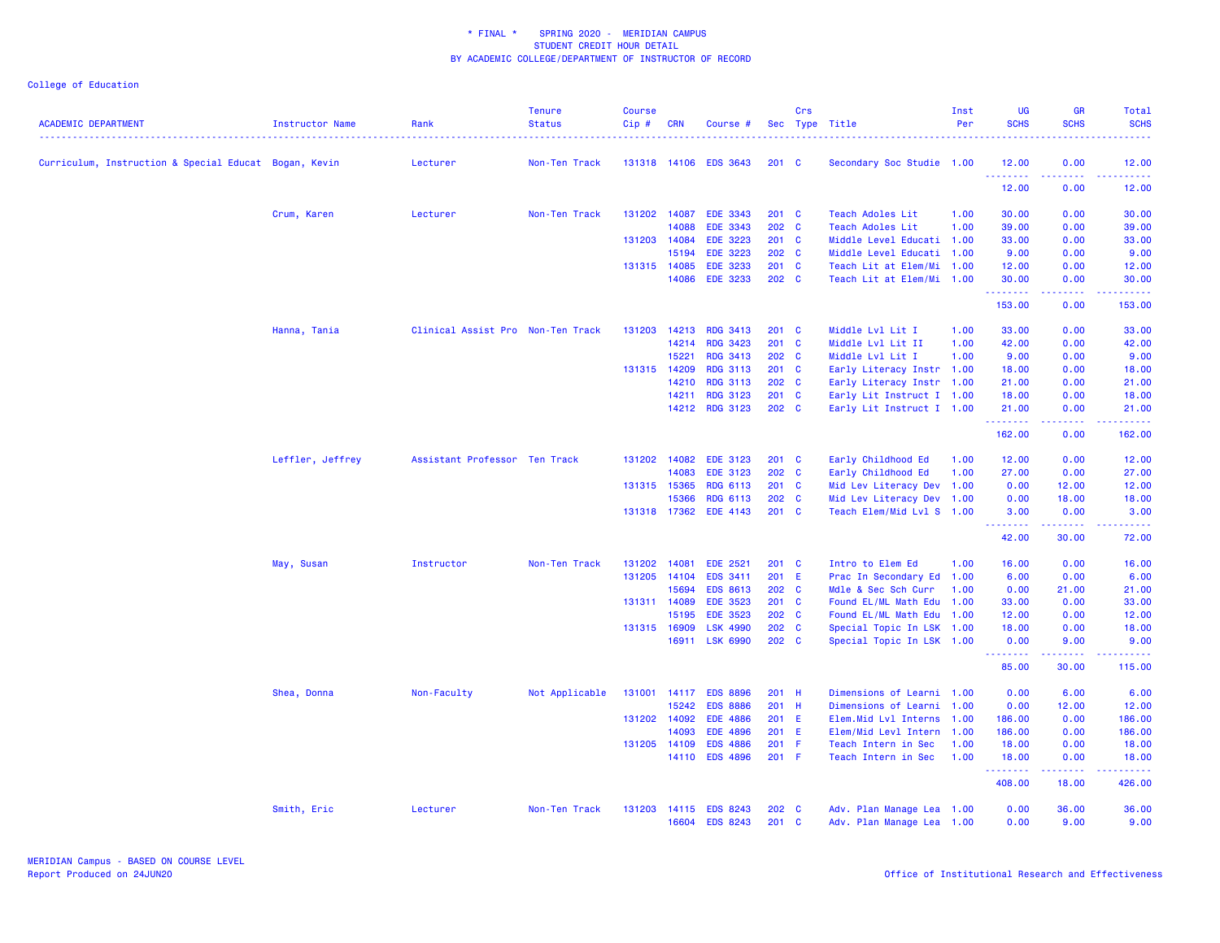\* FINAL \* SPRING 2020 - MERIDIAN CAMPUS
STUDENT CREDIT HOUR DETAIL
BY ACADEMIC COLLEGE/DEPARTMENT OF INSTRUCTOR OF RECORD

College of Education

| ACADEMIC DEPARTMENT | Instructor Name | Rank | Tenure Status | Course Cip # | CRN | Course # | Sec | Crs Type | Title | Inst Per | UG SCHS | GR SCHS | Total SCHS |
|---|---|---|---|---|---|---|---|---|---|---|---|---|---|
| Curriculum, Instruction & Special Educat | Bogan, Kevin | Lecturer | Non-Ten Track | 131318 | 14106 | EDS 3643 | 201 | C | Secondary Soc Studie | 1.00 | 12.00 | 0.00 | 12.00 |
| | | | | | | | | | | | 12.00 | 0.00 | 12.00 |
| | Crum, Karen | Lecturer | Non-Ten Track | 131202 | 14087 | EDE 3343 | 201 | C | Teach Adoles Lit | 1.00 | 30.00 | 0.00 | 30.00 |
| | | | | | 14088 | EDE 3343 | 202 | C | Teach Adoles Lit | 1.00 | 39.00 | 0.00 | 39.00 |
| | | | | 131203 | 14084 | EDE 3223 | 201 | C | Middle Level Educati | 1.00 | 33.00 | 0.00 | 33.00 |
| | | | | | 15194 | EDE 3223 | 202 | C | Middle Level Educati | 1.00 | 9.00 | 0.00 | 9.00 |
| | | | | 131315 | 14085 | EDE 3233 | 201 | C | Teach Lit at Elem/Mi | 1.00 | 12.00 | 0.00 | 12.00 |
| | | | | | 14086 | EDE 3233 | 202 | C | Teach Lit at Elem/Mi | 1.00 | 30.00 | 0.00 | 30.00 |
| | | | | | | | | | | | 153.00 | 0.00 | 153.00 |
| | Hanna, Tania | Clinical Assist Pro | Non-Ten Track | 131203 | 14213 | RDG 3413 | 201 | C | Middle Lvl Lit I | 1.00 | 33.00 | 0.00 | 33.00 |
| | | | | | 14214 | RDG 3423 | 201 | C | Middle Lvl Lit II | 1.00 | 42.00 | 0.00 | 42.00 |
| | | | | | 15221 | RDG 3413 | 202 | C | Middle Lvl Lit I | 1.00 | 9.00 | 0.00 | 9.00 |
| | | | | 131315 | 14209 | RDG 3113 | 201 | C | Early Literacy Instr | 1.00 | 18.00 | 0.00 | 18.00 |
| | | | | | 14210 | RDG 3113 | 202 | C | Early Literacy Instr | 1.00 | 21.00 | 0.00 | 21.00 |
| | | | | | 14211 | RDG 3123 | 201 | C | Early Lit Instruct I | 1.00 | 18.00 | 0.00 | 18.00 |
| | | | | | 14212 | RDG 3123 | 202 | C | Early Lit Instruct I | 1.00 | 21.00 | 0.00 | 21.00 |
| | | | | | | | | | | | 162.00 | 0.00 | 162.00 |
| | Leffler, Jeffrey | Assistant Professor | Ten Track | 131202 | 14082 | EDE 3123 | 201 | C | Early Childhood Ed | 1.00 | 12.00 | 0.00 | 12.00 |
| | | | | | 14083 | EDE 3123 | 202 | C | Early Childhood Ed | 1.00 | 27.00 | 0.00 | 27.00 |
| | | | | 131315 | 15365 | RDG 6113 | 201 | C | Mid Lev Literacy Dev | 1.00 | 0.00 | 12.00 | 12.00 |
| | | | | | 15366 | RDG 6113 | 202 | C | Mid Lev Literacy Dev | 1.00 | 0.00 | 18.00 | 18.00 |
| | | | | 131318 | 17362 | EDE 4143 | 201 | C | Teach Elem/Mid Lvl S | 1.00 | 3.00 | 0.00 | 3.00 |
| | | | | | | | | | | | 42.00 | 30.00 | 72.00 |
| | May, Susan | Instructor | Non-Ten Track | 131202 | 14081 | EDE 2521 | 201 | C | Intro to Elem Ed | 1.00 | 16.00 | 0.00 | 16.00 |
| | | | | 131205 | 14104 | EDS 3411 | 201 | E | Prac In Secondary Ed | 1.00 | 6.00 | 0.00 | 6.00 |
| | | | | | 15694 | EDS 8613 | 202 | C | Mdle & Sec Sch Curr | 1.00 | 0.00 | 21.00 | 21.00 |
| | | | | 131311 | 14089 | EDE 3523 | 201 | C | Found EL/ML Math Edu | 1.00 | 33.00 | 0.00 | 33.00 |
| | | | | | 15195 | EDE 3523 | 202 | C | Found EL/ML Math Edu | 1.00 | 12.00 | 0.00 | 12.00 |
| | | | | 131315 | 16909 | LSK 4990 | 202 | C | Special Topic In LSK | 1.00 | 18.00 | 0.00 | 18.00 |
| | | | | | 16911 | LSK 6990 | 202 | C | Special Topic In LSK | 1.00 | 0.00 | 9.00 | 9.00 |
| | | | | | | | | | | | 85.00 | 30.00 | 115.00 |
| | Shea, Donna | Non-Faculty | Not Applicable | 131001 | 14117 | EDS 8896 | 201 | H | Dimensions of Learni | 1.00 | 0.00 | 6.00 | 6.00 |
| | | | | | 15242 | EDS 8886 | 201 | H | Dimensions of Learni | 1.00 | 0.00 | 12.00 | 12.00 |
| | | | | 131202 | 14092 | EDE 4886 | 201 | E | Elem.Mid Lvl Interns | 1.00 | 186.00 | 0.00 | 186.00 |
| | | | | | 14093 | EDE 4896 | 201 | E | Elem/Mid Levl Intern | 1.00 | 186.00 | 0.00 | 186.00 |
| | | | | 131205 | 14109 | EDS 4886 | 201 | F | Teach Intern in Sec | 1.00 | 18.00 | 0.00 | 18.00 |
| | | | | | 14110 | EDS 4896 | 201 | F | Teach Intern in Sec | 1.00 | 18.00 | 0.00 | 18.00 |
| | | | | | | | | | | | 408.00 | 18.00 | 426.00 |
| | Smith, Eric | Lecturer | Non-Ten Track | 131203 | 14115 | EDS 8243 | 202 | C | Adv. Plan Manage Lea | 1.00 | 0.00 | 36.00 | 36.00 |
| | | | | | 16604 | EDS 8243 | 201 | C | Adv. Plan Manage Lea | 1.00 | 0.00 | 9.00 | 9.00 |

MERIDIAN Campus - BASED ON COURSE LEVEL
Report Produced on 24JUN20

Office of Institutional Research and Effectiveness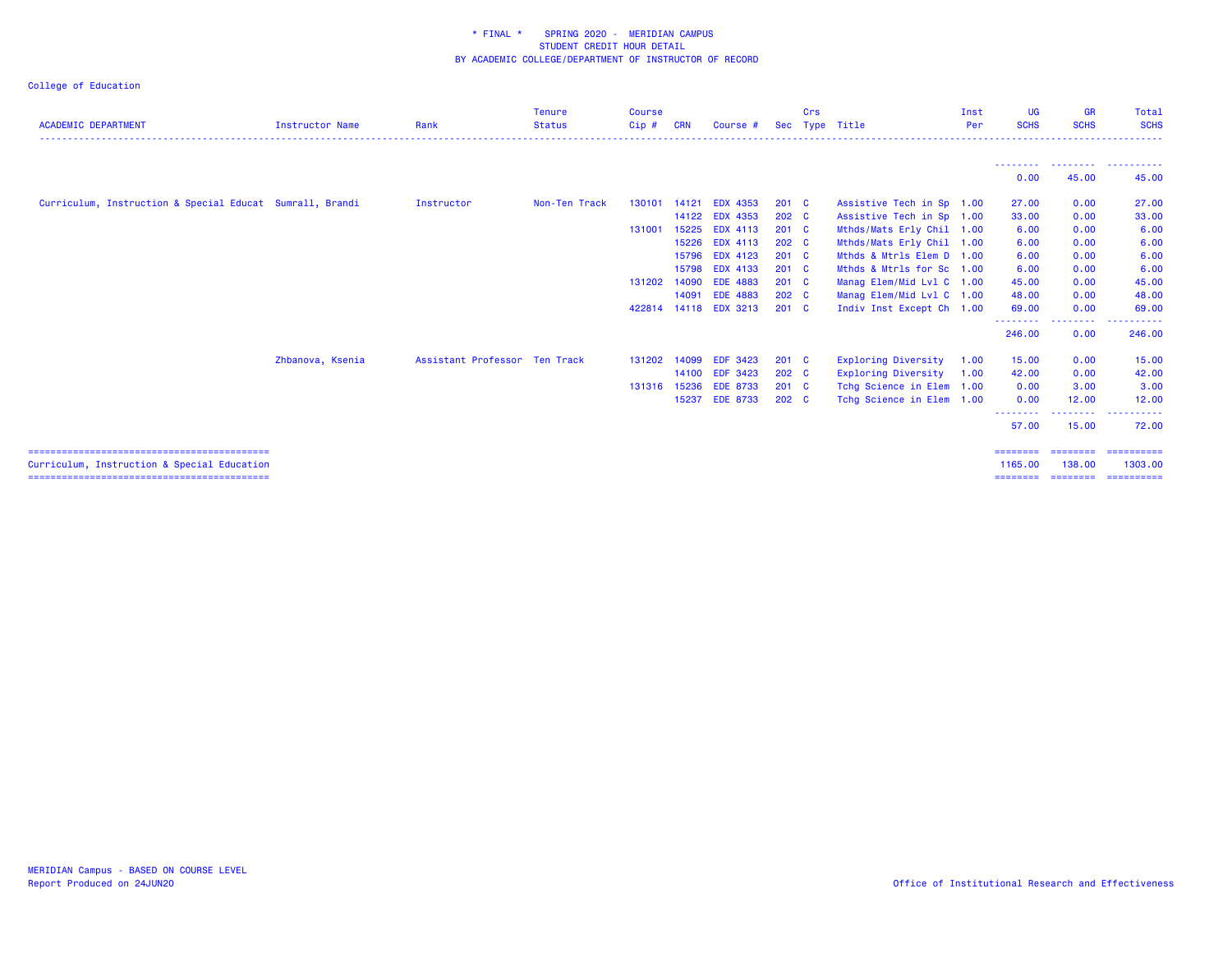* FINAL * SPRING 2020 - MERIDIAN CAMPUS
STUDENT CREDIT HOUR DETAIL
BY ACADEMIC COLLEGE/DEPARTMENT OF INSTRUCTOR OF RECORD

College of Education

| ACADEMIC DEPARTMENT | Instructor Name | Rank | Tenure Status | Course Cip # | CRN | Course # | Sec | Crs Type | Title | Inst Per | UG SCHS | GR SCHS | Total SCHS |
|---|---|---|---|---|---|---|---|---|---|---|---|---|---|
| | | | | | | | | | | | 0.00 | 45.00 | 45.00 |
| Curriculum, Instruction & Special Educat | Sumrall, Brandi | Instructor | Non-Ten Track | 130101 | 14121 | EDX 4353 | 201 | C | Assistive Tech in Sp | 1.00 | 27.00 | 0.00 | 27.00 |
| | | | | | 14122 | EDX 4353 | 202 | C | Assistive Tech in Sp | 1.00 | 33.00 | 0.00 | 33.00 |
| | | | | 131001 | 15225 | EDX 4113 | 201 | C | Mthds/Mats Erly Chil | 1.00 | 6.00 | 0.00 | 6.00 |
| | | | | | 15226 | EDX 4113 | 202 | C | Mthds/Mats Erly Chil | 1.00 | 6.00 | 0.00 | 6.00 |
| | | | | | 15796 | EDX 4123 | 201 | C | Mthds & Mtrls Elem D | 1.00 | 6.00 | 0.00 | 6.00 |
| | | | | | 15798 | EDX 4133 | 201 | C | Mthds & Mtrls for Sc | 1.00 | 6.00 | 0.00 | 6.00 |
| | | | | 131202 | 14090 | EDE 4883 | 201 | C | Manag Elem/Mid Lvl C | 1.00 | 45.00 | 0.00 | 45.00 |
| | | | | | 14091 | EDE 4883 | 202 | C | Manag Elem/Mid Lvl C | 1.00 | 48.00 | 0.00 | 48.00 |
| | | | | 422814 | 14118 | EDX 3213 | 201 | C | Indiv Inst Except Ch | 1.00 | 69.00 | 0.00 | 69.00 |
| | | | | | | | | | | | 246.00 | 0.00 | 246.00 |
| | Zhbanova, Ksenia | Assistant Professor | Ten Track | 131202 | 14099 | EDF 3423 | 201 | C | Exploring Diversity | 1.00 | 15.00 | 0.00 | 15.00 |
| | | | | | 14100 | EDF 3423 | 202 | C | Exploring Diversity | 1.00 | 42.00 | 0.00 | 42.00 |
| | | | | 131316 | 15236 | EDE 8733 | 201 | C | Tchg Science in Elem | 1.00 | 0.00 | 3.00 | 3.00 |
| | | | | | 15237 | EDE 8733 | 202 | C | Tchg Science in Elem | 1.00 | 0.00 | 12.00 | 12.00 |
| | | | | | | | | | | | 57.00 | 15.00 | 72.00 |
| Curriculum, Instruction & Special Education | | | | | | | | | | | 1165.00 | 138.00 | 1303.00 |

MERIDIAN Campus - BASED ON COURSE LEVEL
Report Produced on 24JUN20

Office of Institutional Research and Effectiveness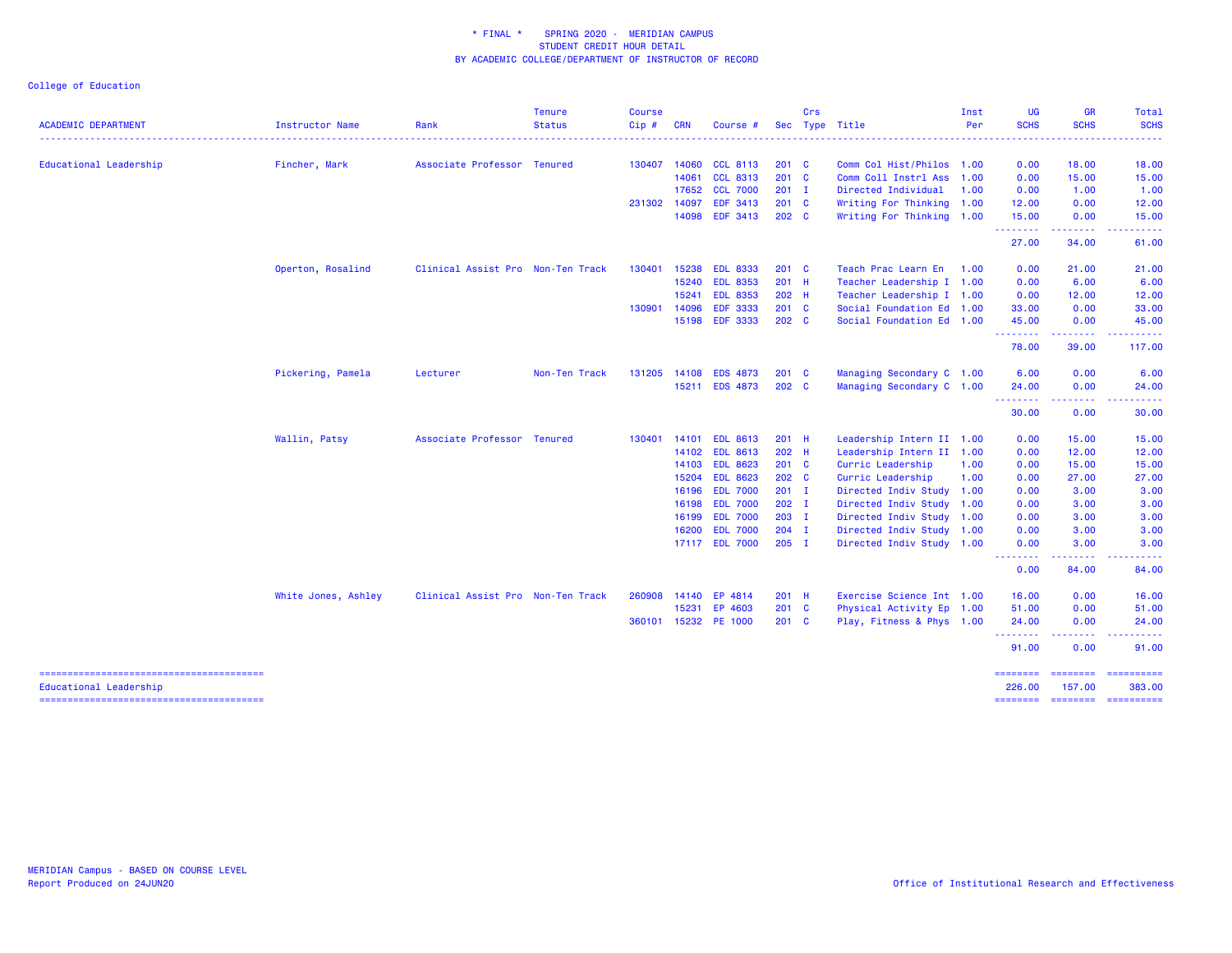\* FINAL \* SPRING 2020 - MERIDIAN CAMPUS
STUDENT CREDIT HOUR DETAIL
BY ACADEMIC COLLEGE/DEPARTMENT OF INSTRUCTOR OF RECORD

College of Education

| ACADEMIC DEPARTMENT | Instructor Name | Rank | Tenure Status | Course Cip # | CRN | Course # | Sec | Crs Type | Title | Inst Per | UG SCHS | GR SCHS | Total SCHS |
|---|---|---|---|---|---|---|---|---|---|---|---|---|---|
| Educational Leadership | Fincher, Mark | Associate Professor | Tenured | 130407 | 14060 | CCL 8113 | 201 | C | Comm Col Hist/Philos | 1.00 | 0.00 | 18.00 | 18.00 |
| | | | | | 14061 | CCL 8313 | 201 | C | Comm Coll Instrl Ass | 1.00 | 0.00 | 15.00 | 15.00 |
| | | | | | 17652 | CCL 7000 | 201 | I | Directed Individual | 1.00 | 0.00 | 1.00 | 1.00 |
| | | | | 231302 | 14097 | EDF 3413 | 201 | C | Writing For Thinking | 1.00 | 12.00 | 0.00 | 12.00 |
| | | | | | 14098 | EDF 3413 | 202 | C | Writing For Thinking | 1.00 | 15.00 | 0.00 | 15.00 |
| | | | | | | | | | | | 27.00 | 34.00 | 61.00 |
| | Operton, Rosalind | Clinical Assist Pro | Non-Ten Track | 130401 | 15238 | EDL 8333 | 201 | C | Teach Prac Learn En | 1.00 | 0.00 | 21.00 | 21.00 |
| | | | | | 15240 | EDL 8353 | 201 | H | Teacher Leadership I | 1.00 | 0.00 | 6.00 | 6.00 |
| | | | | | 15241 | EDL 8353 | 202 | H | Teacher Leadership I | 1.00 | 0.00 | 12.00 | 12.00 |
| | | | | 130901 | 14096 | EDF 3333 | 201 | C | Social Foundation Ed | 1.00 | 33.00 | 0.00 | 33.00 |
| | | | | | 15198 | EDF 3333 | 202 | C | Social Foundation Ed | 1.00 | 45.00 | 0.00 | 45.00 |
| | | | | | | | | | | | 78.00 | 39.00 | 117.00 |
| | Pickering, Pamela | Lecturer | Non-Ten Track | 131205 | 14108 | EDS 4873 | 201 | C | Managing Secondary C | 1.00 | 6.00 | 0.00 | 6.00 |
| | | | | | 15211 | EDS 4873 | 202 | C | Managing Secondary C | 1.00 | 24.00 | 0.00 | 24.00 |
| | | | | | | | | | | | 30.00 | 0.00 | 30.00 |
| | Wallin, Patsy | Associate Professor | Tenured | 130401 | 14101 | EDL 8613 | 201 | H | Leadership Intern II | 1.00 | 0.00 | 15.00 | 15.00 |
| | | | | | 14102 | EDL 8613 | 202 | H | Leadership Intern II | 1.00 | 0.00 | 12.00 | 12.00 |
| | | | | | 14103 | EDL 8623 | 201 | C | Curric Leadership | 1.00 | 0.00 | 15.00 | 15.00 |
| | | | | | 15204 | EDL 8623 | 202 | C | Curric Leadership | 1.00 | 0.00 | 27.00 | 27.00 |
| | | | | | 16196 | EDL 7000 | 201 | I | Directed Indiv Study | 1.00 | 0.00 | 3.00 | 3.00 |
| | | | | | 16198 | EDL 7000 | 202 | I | Directed Indiv Study | 1.00 | 0.00 | 3.00 | 3.00 |
| | | | | | 16199 | EDL 7000 | 203 | I | Directed Indiv Study | 1.00 | 0.00 | 3.00 | 3.00 |
| | | | | | 16200 | EDL 7000 | 204 | I | Directed Indiv Study | 1.00 | 0.00 | 3.00 | 3.00 |
| | | | | | 17117 | EDL 7000 | 205 | I | Directed Indiv Study | 1.00 | 0.00 | 3.00 | 3.00 |
| | | | | | | | | | | | 0.00 | 84.00 | 84.00 |
| | White Jones, Ashley | Clinical Assist Pro | Non-Ten Track | 260908 | 14140 | EP 4814 | 201 | H | Exercise Science Int | 1.00 | 16.00 | 0.00 | 16.00 |
| | | | | | 15231 | EP 4603 | 201 | C | Physical Activity Ep | 1.00 | 51.00 | 0.00 | 51.00 |
| | | | | 360101 | 15232 | PE 1000 | 201 | C | Play, Fitness & Phys | 1.00 | 24.00 | 0.00 | 24.00 |
| | | | | | | | | | | | 91.00 | 0.00 | 91.00 |
| Educational Leadership | | | | | | | | | | | 226.00 | 157.00 | 383.00 |

MERIDIAN Campus - BASED ON COURSE LEVEL
Report Produced on 24JUN20

Office of Institutional Research and Effectiveness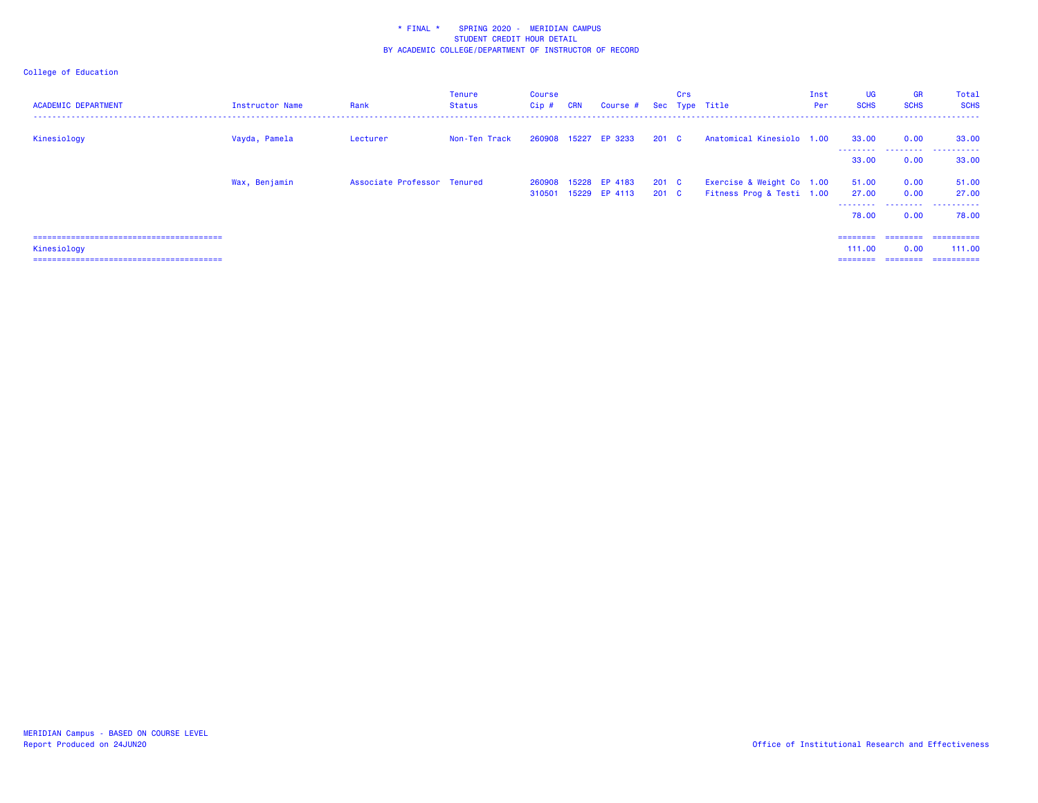\* FINAL \* SPRING 2020 - MERIDIAN CAMPUS
STUDENT CREDIT HOUR DETAIL
BY ACADEMIC COLLEGE/DEPARTMENT OF INSTRUCTOR OF RECORD

College of Education

| ACADEMIC DEPARTMENT | Instructor Name | Rank | Tenure Status | Course Cip # | CRN | Course # | Sec | Crs Type | Title | Inst Per | UG SCHS | GR SCHS | Total SCHS |
|---|---|---|---|---|---|---|---|---|---|---|---|---|---|
| Kinesiology | Vayda, Pamela | Lecturer | Non-Ten Track | 260908 | 15227 | EP 3233 | 201 | C | Anatomical Kinesiolo | 1.00 | 33.00 | 0.00 | 33.00 |
| | | | | | | | | | | | 33.00 | 0.00 | 33.00 |
| | Wax, Benjamin | Associate Professor | Tenured | 260908 | 15228 | EP 4183 | 201 | C | Exercise & Weight Co | 1.00 | 51.00 | 0.00 | 51.00 |
| | | | | 310501 | 15229 | EP 4113 | 201 | C | Fitness Prog & Testi | 1.00 | 27.00 | 0.00 | 27.00 |
| | | | | | | | | | | | 78.00 | 0.00 | 78.00 |
| Kinesiology | | | | | | | | | | | 111.00 | 0.00 | 111.00 |

MERIDIAN Campus - BASED ON COURSE LEVEL
Report Produced on 24JUN20

Office of Institutional Research and Effectiveness